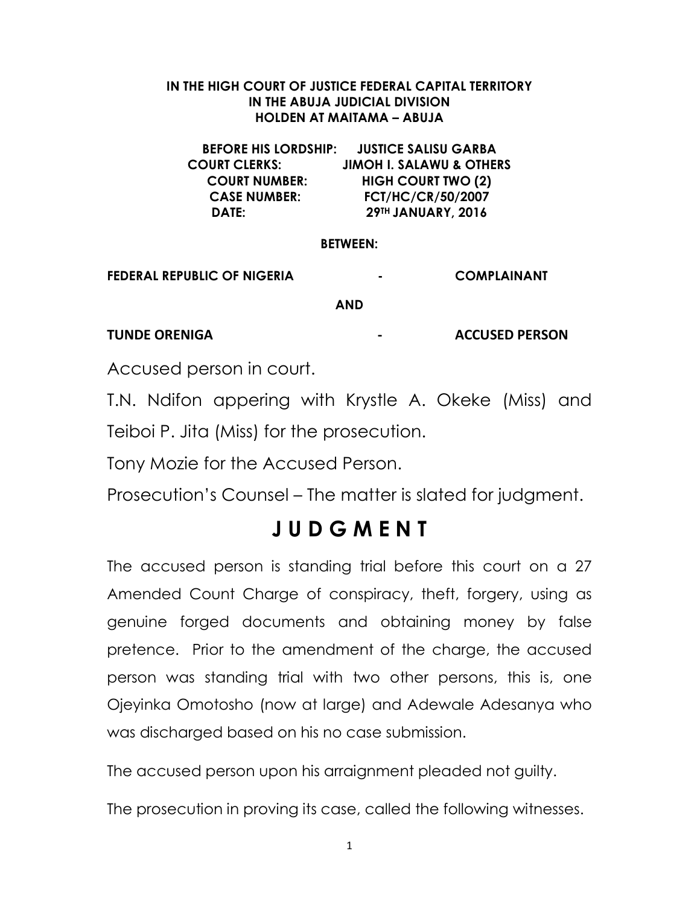**IN THE HIGH COURT OF JUSTICE FEDERAL CAPITAL TERRITORY**
**IN THE ABUJA JUDICIAL DIVISION**
**HOLDEN AT MAITAMA – ABUJA**

**BEFORE HIS LORDSHIP: JUSTICE SALISU GARBA**
**COURT CLERKS: JIMOH I. SALAWU & OTHERS**
**COURT NUMBER: HIGH COURT TWO (2)**
**CASE NUMBER: FCT/HC/CR/50/2007**
**DATE: 29TH JANUARY, 2016**

**BETWEEN:**

**FEDERAL REPUBLIC OF NIGERIA - COMPLAINANT**

**AND**

**TUNDE ORENIGA - ACCUSED PERSON**

Accused person in court.

T.N. Ndifon appering with Krystle A. Okeke (Miss) and Teiboi P. Jita (Miss) for the prosecution.

Tony Mozie for the Accused Person.

Prosecution's Counsel – The matter is slated for judgment.

# J U D G M E N T

The accused person is standing trial before this court on a 27 Amended Count Charge of conspiracy, theft, forgery, using as genuine forged documents and obtaining money by false pretence. Prior to the amendment of the charge, the accused person was standing trial with two other persons, this is, one Ojeyinka Omotosho (now at large) and Adewale Adesanya who was discharged based on his no case submission.

The accused person upon his arraignment pleaded not guilty.

The prosecution in proving its case, called the following witnesses.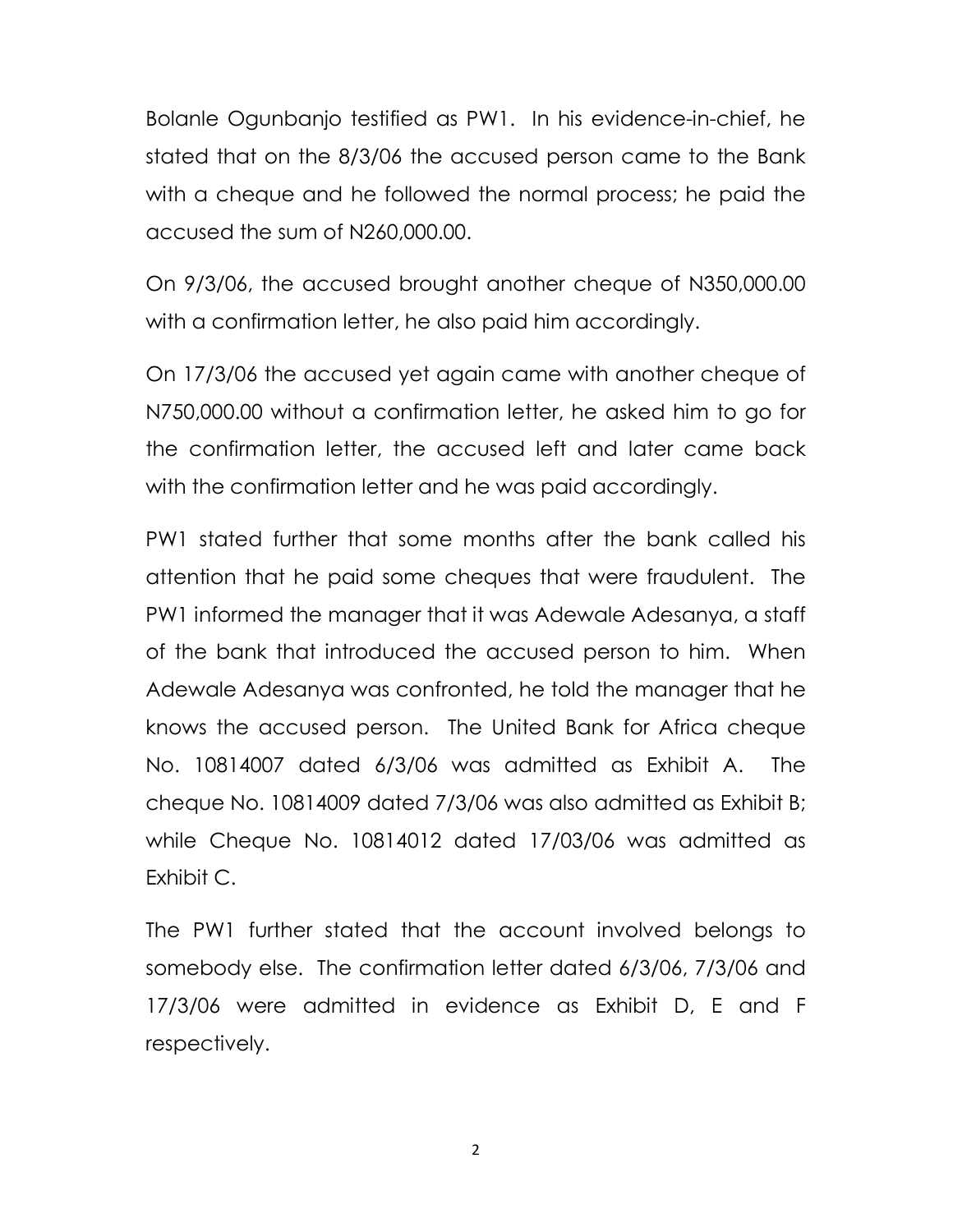Bolanle Ogunbanjo testified as PW1. In his evidence-in-chief, he stated that on the 8/3/06 the accused person came to the Bank with a cheque and he followed the normal process; he paid the accused the sum of N260,000.00.

On 9/3/06, the accused brought another cheque of N350,000.00 with a confirmation letter, he also paid him accordingly.

On 17/3/06 the accused yet again came with another cheque of N750,000.00 without a confirmation letter, he asked him to go for the confirmation letter, the accused left and later came back with the confirmation letter and he was paid accordingly.

PW1 stated further that some months after the bank called his attention that he paid some cheques that were fraudulent. The PW1 informed the manager that it was Adewale Adesanya, a staff of the bank that introduced the accused person to him. When Adewale Adesanya was confronted, he told the manager that he knows the accused person. The United Bank for Africa cheque No. 10814007 dated 6/3/06 was admitted as Exhibit A. The cheque No. 10814009 dated 7/3/06 was also admitted as Exhibit B; while Cheque No. 10814012 dated 17/03/06 was admitted as Exhibit C.

The PW1 further stated that the account involved belongs to somebody else. The confirmation letter dated 6/3/06, 7/3/06 and 17/3/06 were admitted in evidence as Exhibit D, E and F respectively.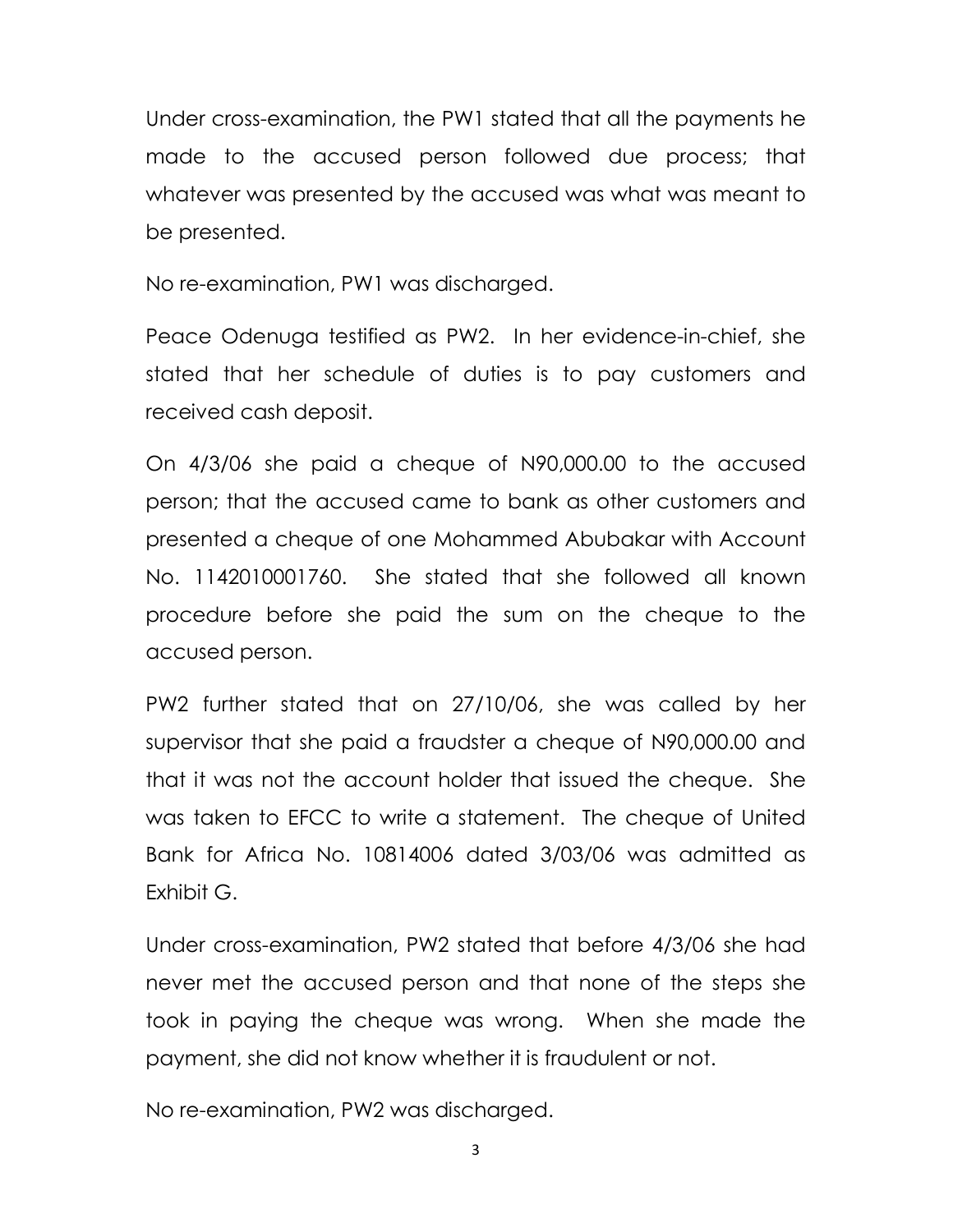Under cross-examination, the PW1 stated that all the payments he made to the accused person followed due process; that whatever was presented by the accused was what was meant to be presented.

No re-examination, PW1 was discharged.

Peace Odenuga testified as PW2. In her evidence-in-chief, she stated that her schedule of duties is to pay customers and received cash deposit.

On 4/3/06 she paid a cheque of N90,000.00 to the accused person; that the accused came to bank as other customers and presented a cheque of one Mohammed Abubakar with Account No. 1142010001760. She stated that she followed all known procedure before she paid the sum on the cheque to the accused person.

PW2 further stated that on 27/10/06, she was called by her supervisor that she paid a fraudster a cheque of N90,000.00 and that it was not the account holder that issued the cheque. She was taken to EFCC to write a statement. The cheque of United Bank for Africa No. 10814006 dated 3/03/06 was admitted as Exhibit G.

Under cross-examination, PW2 stated that before 4/3/06 she had never met the accused person and that none of the steps she took in paying the cheque was wrong. When she made the payment, she did not know whether it is fraudulent or not.

No re-examination, PW2 was discharged.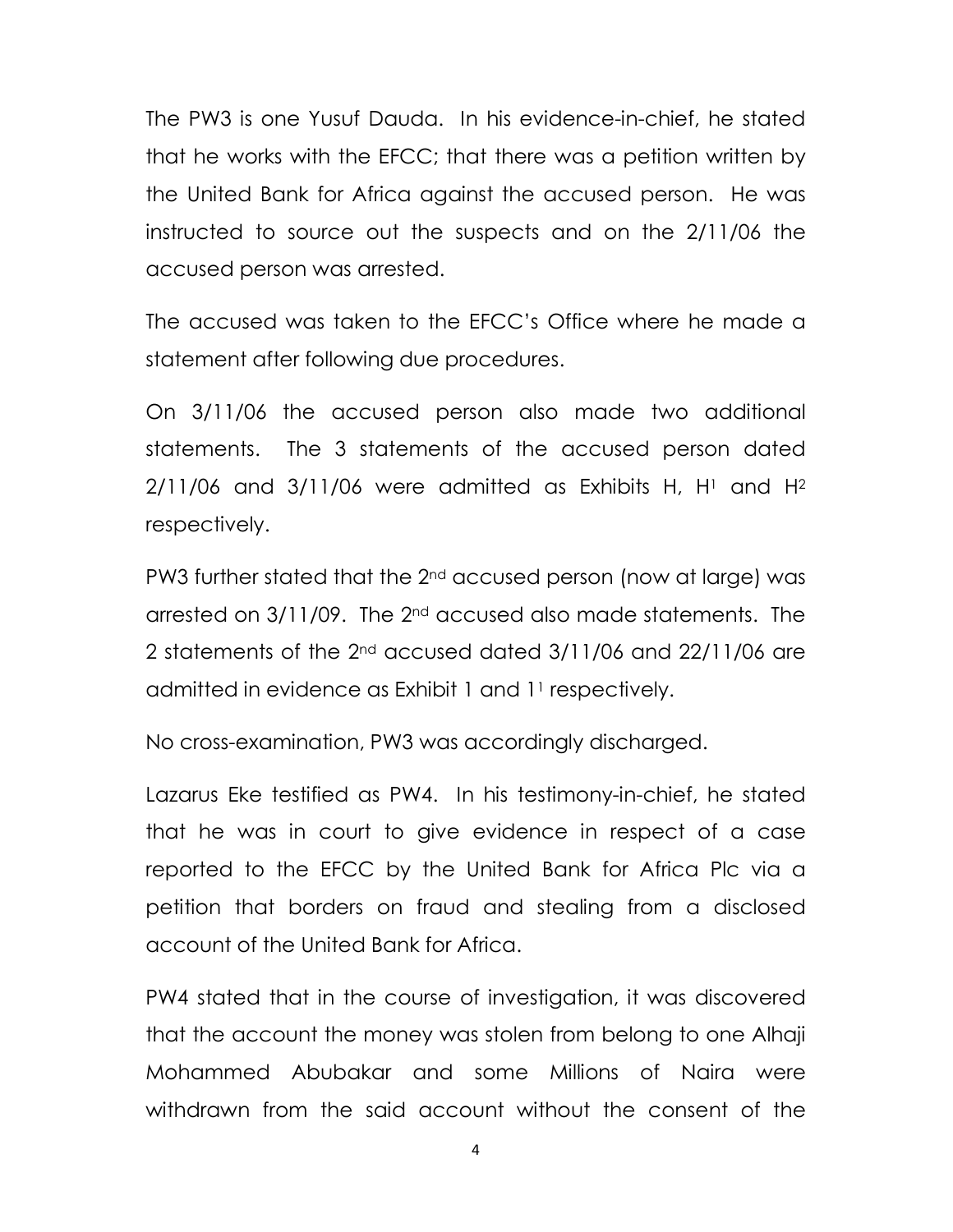The PW3 is one Yusuf Dauda. In his evidence-in-chief, he stated that he works with the EFCC; that there was a petition written by the United Bank for Africa against the accused person. He was instructed to source out the suspects and on the 2/11/06 the accused person was arrested.

The accused was taken to the EFCC's Office where he made a statement after following due procedures.

On 3/11/06 the accused person also made two additional statements. The 3 statements of the accused person dated 2/11/06 and 3/11/06 were admitted as Exhibits H, $H^1$ and $H^2$ respectively.

PW3 further stated that the 2nd accused person (now at large) was arrested on 3/11/09. The 2nd accused also made statements. The 2 statements of the 2nd accused dated 3/11/06 and 22/11/06 are admitted in evidence as Exhibit 1 and $1^1$ respectively.

No cross-examination, PW3 was accordingly discharged.

Lazarus Eke testified as PW4. In his testimony-in-chief, he stated that he was in court to give evidence in respect of a case reported to the EFCC by the United Bank for Africa Plc via a petition that borders on fraud and stealing from a disclosed account of the United Bank for Africa.

PW4 stated that in the course of investigation, it was discovered that the account the money was stolen from belong to one Alhaji Mohammed Abubakar and some Millions of Naira were withdrawn from the said account without the consent of the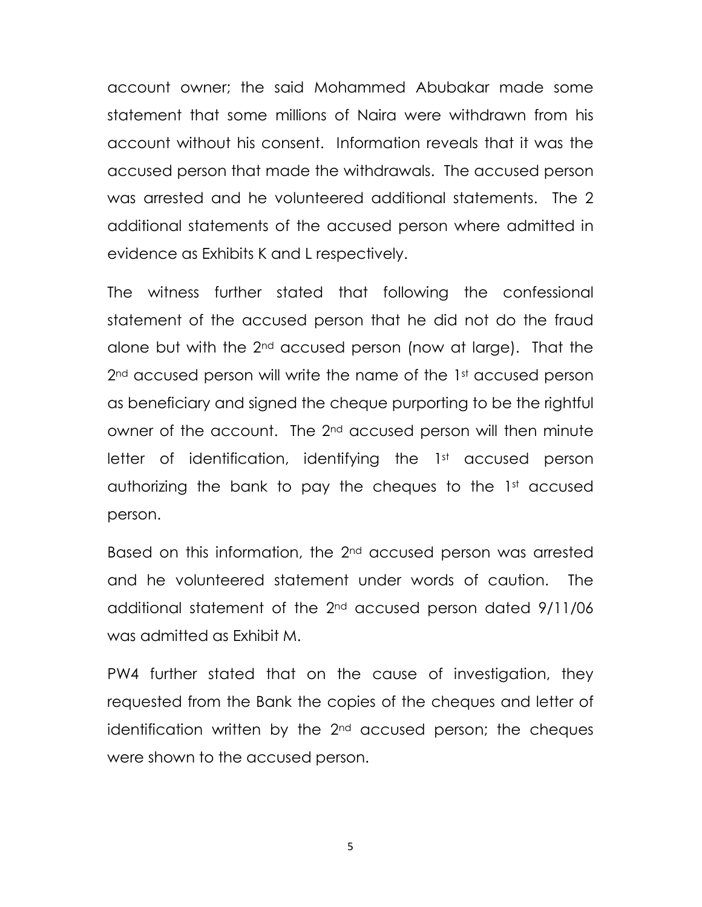account owner; the said Mohammed Abubakar made some statement that some millions of Naira were withdrawn from his account without his consent. Information reveals that it was the accused person that made the withdrawals. The accused person was arrested and he volunteered additional statements. The 2 additional statements of the accused person where admitted in evidence as Exhibits K and L respectively.

The witness further stated that following the confessional statement of the accused person that he did not do the fraud alone but with the 2nd accused person (now at large). That the 2nd accused person will write the name of the 1st accused person as beneficiary and signed the cheque purporting to be the rightful owner of the account. The 2nd accused person will then minute letter of identification, identifying the 1st accused person authorizing the bank to pay the cheques to the 1st accused person.

Based on this information, the 2nd accused person was arrested and he volunteered statement under words of caution. The additional statement of the 2nd accused person dated 9/11/06 was admitted as Exhibit M.

PW4 further stated that on the cause of investigation, they requested from the Bank the copies of the cheques and letter of identification written by the 2nd accused person; the cheques were shown to the accused person.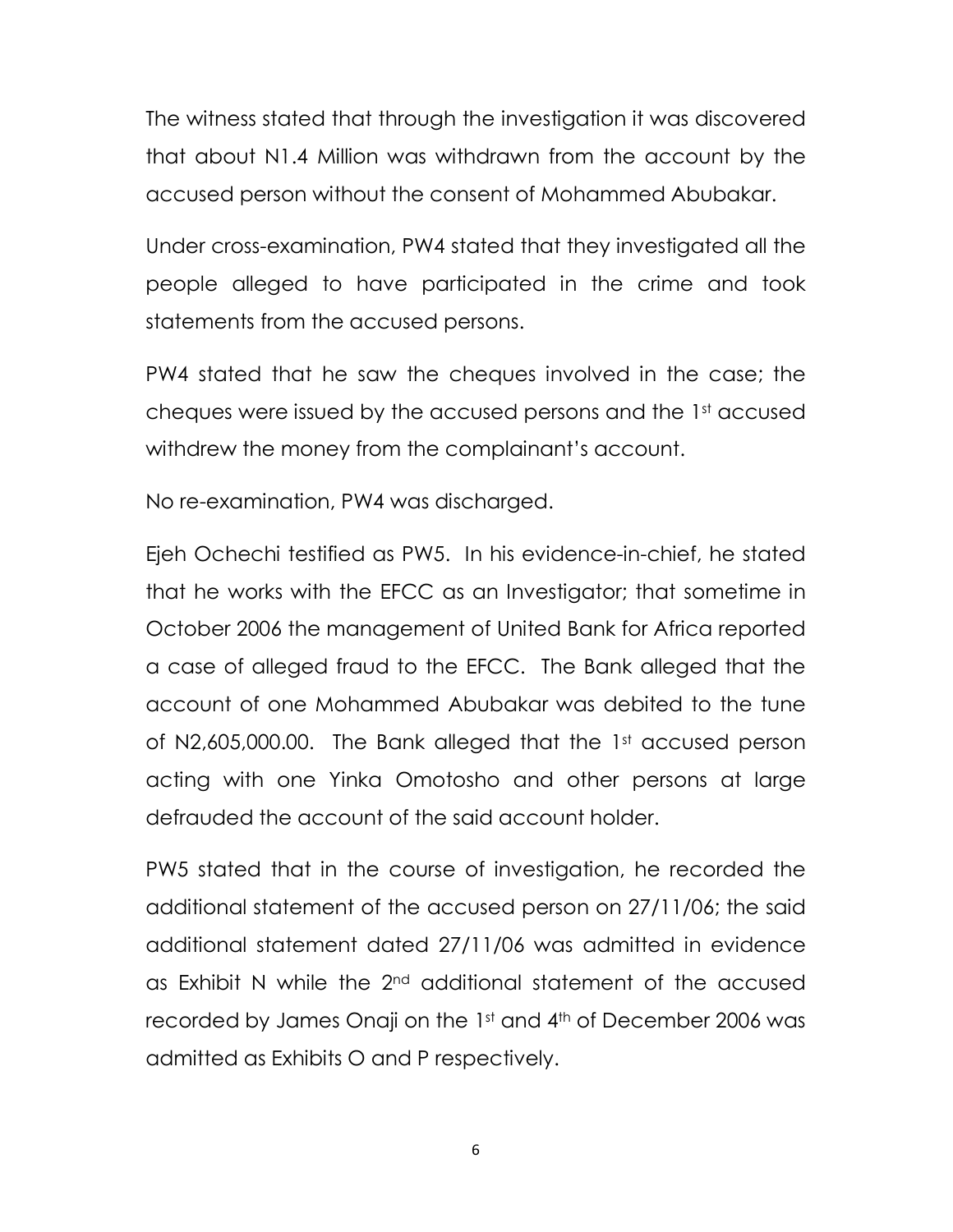The witness stated that through the investigation it was discovered that about N1.4 Million was withdrawn from the account by the accused person without the consent of Mohammed Abubakar.

Under cross-examination, PW4 stated that they investigated all the people alleged to have participated in the crime and took statements from the accused persons.

PW4 stated that he saw the cheques involved in the case; the cheques were issued by the accused persons and the 1st accused withdrew the money from the complainant's account.

No re-examination, PW4 was discharged.

Ejeh Ochechi testified as PW5. In his evidence-in-chief, he stated that he works with the EFCC as an Investigator; that sometime in October 2006 the management of United Bank for Africa reported a case of alleged fraud to the EFCC. The Bank alleged that the account of one Mohammed Abubakar was debited to the tune of N2,605,000.00. The Bank alleged that the 1st accused person acting with one Yinka Omotosho and other persons at large defrauded the account of the said account holder.

PW5 stated that in the course of investigation, he recorded the additional statement of the accused person on 27/11/06; the said additional statement dated 27/11/06 was admitted in evidence as Exhibit N while the 2nd additional statement of the accused recorded by James Onaji on the 1st and 4th of December 2006 was admitted as Exhibits O and P respectively.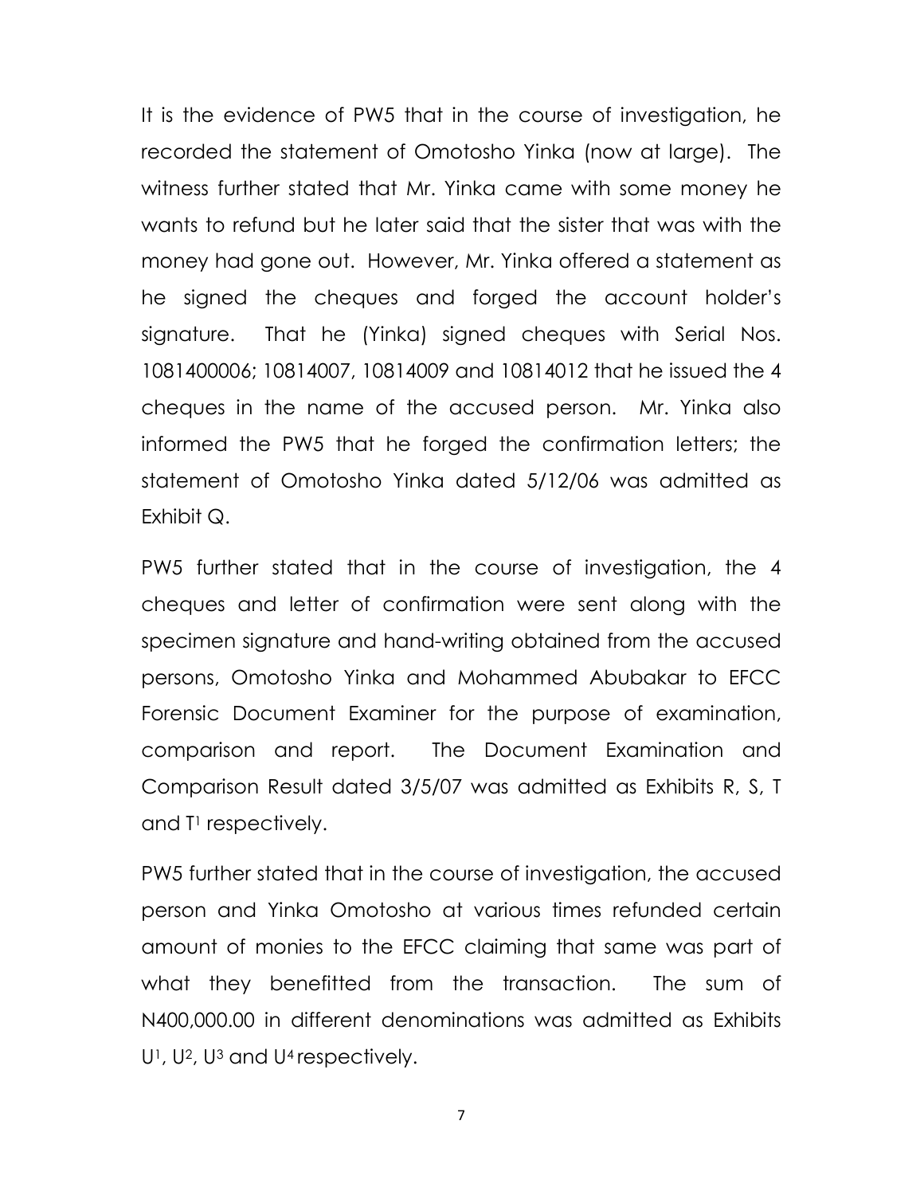It is the evidence of PW5 that in the course of investigation, he recorded the statement of Omotosho Yinka (now at large). The witness further stated that Mr. Yinka came with some money he wants to refund but he later said that the sister that was with the money had gone out. However, Mr. Yinka offered a statement as he signed the cheques and forged the account holder's signature. That he (Yinka) signed cheques with Serial Nos. 1081400006; 10814007, 10814009 and 10814012 that he issued the 4 cheques in the name of the accused person. Mr. Yinka also informed the PW5 that he forged the confirmation letters; the statement of Omotosho Yinka dated 5/12/06 was admitted as Exhibit Q.

PW5 further stated that in the course of investigation, the 4 cheques and letter of confirmation were sent along with the specimen signature and hand-writing obtained from the accused persons, Omotosho Yinka and Mohammed Abubakar to EFCC Forensic Document Examiner for the purpose of examination, comparison and report. The Document Examination and Comparison Result dated 3/5/07 was admitted as Exhibits R, S, T and $T^1$ respectively.

PW5 further stated that in the course of investigation, the accused person and Yinka Omotosho at various times refunded certain amount of monies to the EFCC claiming that same was part of what they benefitted from the transaction. The sum of N400,000.00 in different denominations was admitted as Exhibits $U^1$, $U^2$, $U^3$ and $U^4$ respectively.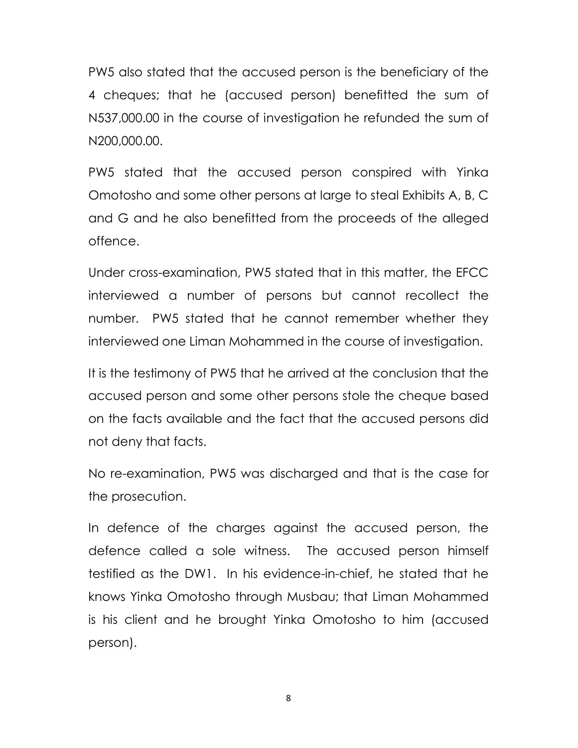PW5 also stated that the accused person is the beneficiary of the 4 cheques; that he (accused person) benefitted the sum of N537,000.00 in the course of investigation he refunded the sum of N200,000.00.

PW5 stated that the accused person conspired with Yinka Omotosho and some other persons at large to steal Exhibits A, B, C and G and he also benefitted from the proceeds of the alleged offence.

Under cross-examination, PW5 stated that in this matter, the EFCC interviewed a number of persons but cannot recollect the number. PW5 stated that he cannot remember whether they interviewed one Liman Mohammed in the course of investigation.

It is the testimony of PW5 that he arrived at the conclusion that the accused person and some other persons stole the cheque based on the facts available and the fact that the accused persons did not deny that facts.

No re-examination, PW5 was discharged and that is the case for the prosecution.

In defence of the charges against the accused person, the defence called a sole witness. The accused person himself testified as the DW1. In his evidence-in-chief, he stated that he knows Yinka Omotosho through Musbau; that Liman Mohammed is his client and he brought Yinka Omotosho to him (accused person).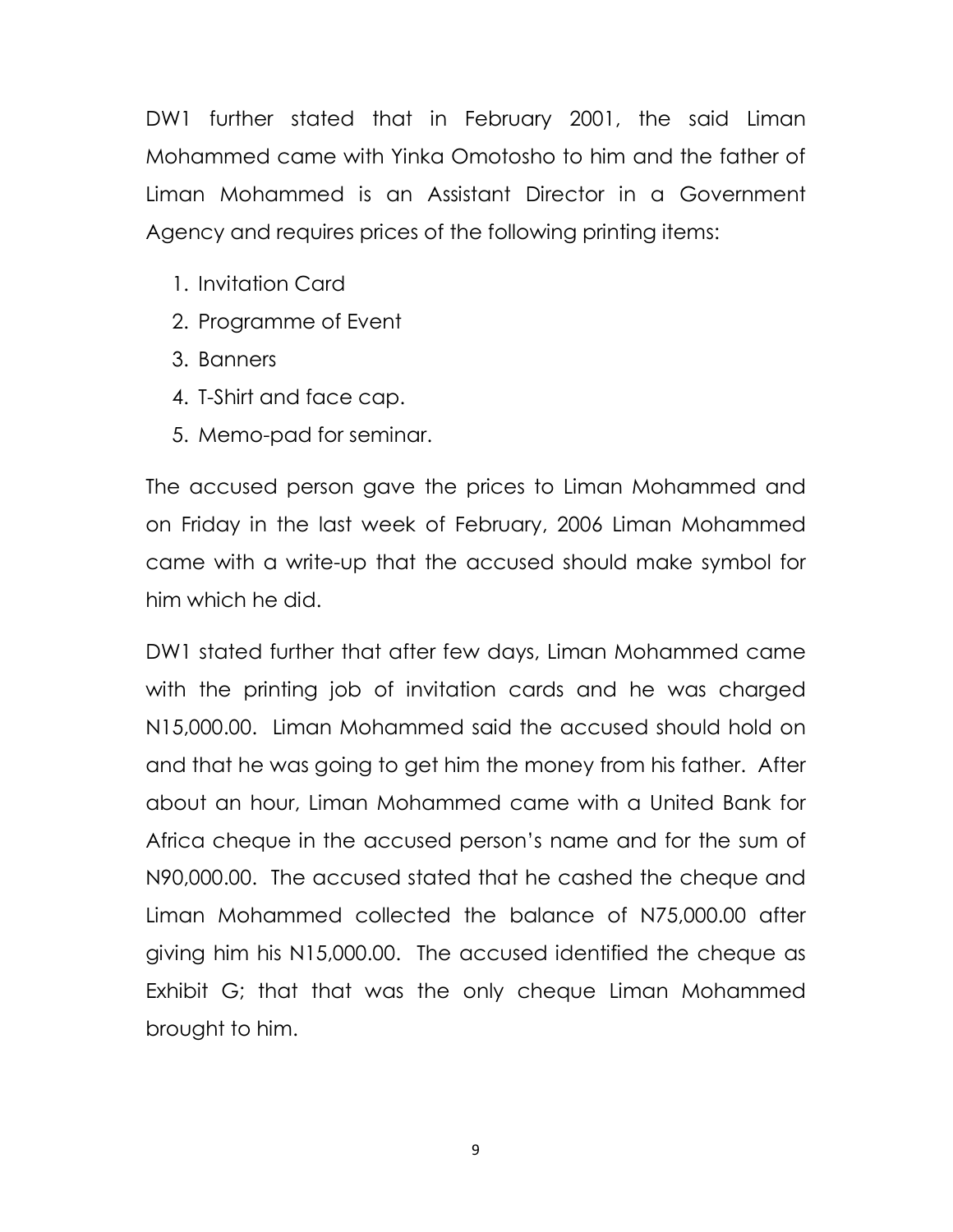DW1 further stated that in February 2001, the said Liman Mohammed came with Yinka Omotosho to him and the father of Liman Mohammed is an Assistant Director in a Government Agency and requires prices of the following printing items:

1. Invitation Card
2. Programme of Event
3. Banners
4. T-Shirt and face cap.
5. Memo-pad for seminar.

The accused person gave the prices to Liman Mohammed and on Friday in the last week of February, 2006 Liman Mohammed came with a write-up that the accused should make symbol for him which he did.

DW1 stated further that after few days, Liman Mohammed came with the printing job of invitation cards and he was charged N15,000.00. Liman Mohammed said the accused should hold on and that he was going to get him the money from his father. After about an hour, Liman Mohammed came with a United Bank for Africa cheque in the accused person's name and for the sum of N90,000.00. The accused stated that he cashed the cheque and Liman Mohammed collected the balance of N75,000.00 after giving him his N15,000.00. The accused identified the cheque as Exhibit G; that that was the only cheque Liman Mohammed brought to him.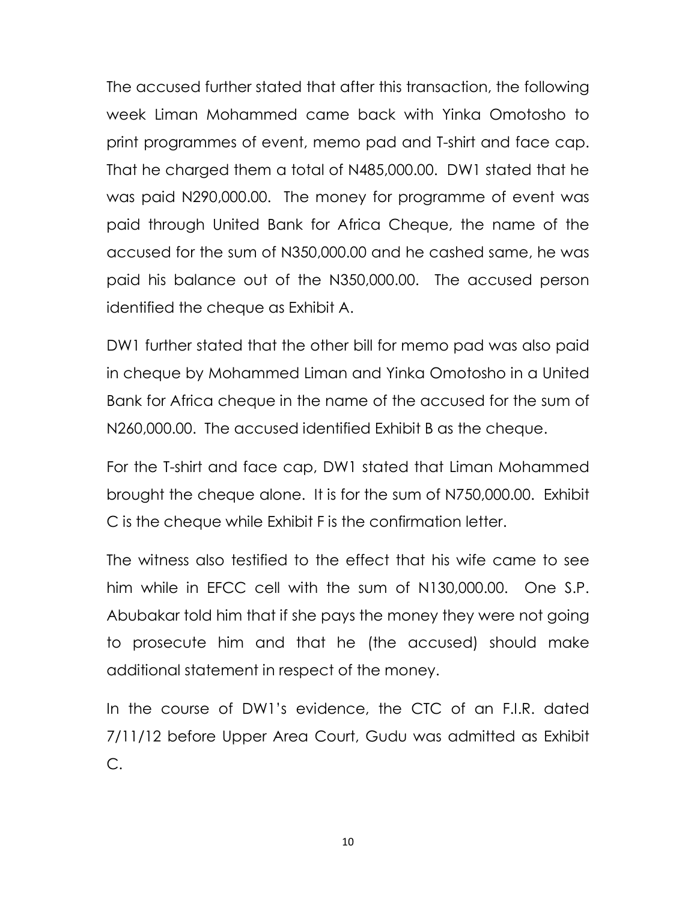The accused further stated that after this transaction, the following week Liman Mohammed came back with Yinka Omotosho to print programmes of event, memo pad and T-shirt and face cap. That he charged them a total of N485,000.00. DW1 stated that he was paid N290,000.00. The money for programme of event was paid through United Bank for Africa Cheque, the name of the accused for the sum of N350,000.00 and he cashed same, he was paid his balance out of the N350,000.00. The accused person identified the cheque as Exhibit A.

DW1 further stated that the other bill for memo pad was also paid in cheque by Mohammed Liman and Yinka Omotosho in a United Bank for Africa cheque in the name of the accused for the sum of N260,000.00. The accused identified Exhibit B as the cheque.

For the T-shirt and face cap, DW1 stated that Liman Mohammed brought the cheque alone. It is for the sum of N750,000.00. Exhibit C is the cheque while Exhibit F is the confirmation letter.

The witness also testified to the effect that his wife came to see him while in EFCC cell with the sum of N130,000.00. One S.P. Abubakar told him that if she pays the money they were not going to prosecute him and that he (the accused) should make additional statement in respect of the money.

In the course of DW1's evidence, the CTC of an F.I.R. dated 7/11/12 before Upper Area Court, Gudu was admitted as Exhibit C.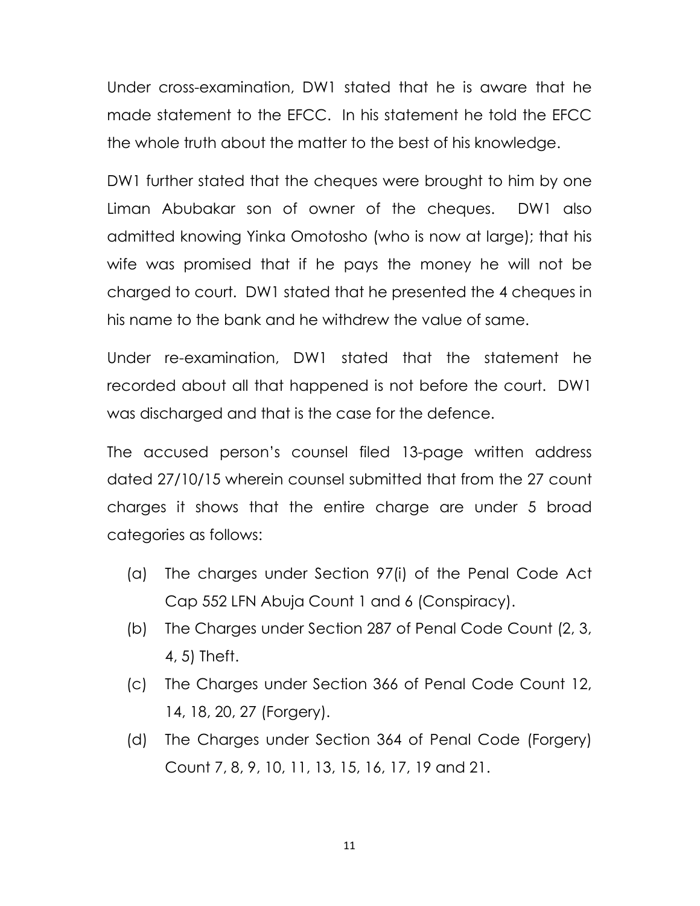Under cross-examination, DW1 stated that he is aware that he made statement to the EFCC. In his statement he told the EFCC the whole truth about the matter to the best of his knowledge.

DW1 further stated that the cheques were brought to him by one Liman Abubakar son of owner of the cheques. DW1 also admitted knowing Yinka Omotosho (who is now at large); that his wife was promised that if he pays the money he will not be charged to court. DW1 stated that he presented the 4 cheques in his name to the bank and he withdrew the value of same.

Under re-examination, DW1 stated that the statement he recorded about all that happened is not before the court. DW1 was discharged and that is the case for the defence.

The accused person's counsel filed 13-page written address dated 27/10/15 wherein counsel submitted that from the 27 count charges it shows that the entire charge are under 5 broad categories as follows:

(a) The charges under Section 97(i) of the Penal Code Act Cap 552 LFN Abuja Count 1 and 6 (Conspiracy).

(b) The Charges under Section 287 of Penal Code Count (2, 3, 4, 5) Theft.

(c) The Charges under Section 366 of Penal Code Count 12, 14, 18, 20, 27 (Forgery).

(d) The Charges under Section 364 of Penal Code (Forgery) Count 7, 8, 9, 10, 11, 13, 15, 16, 17, 19 and 21.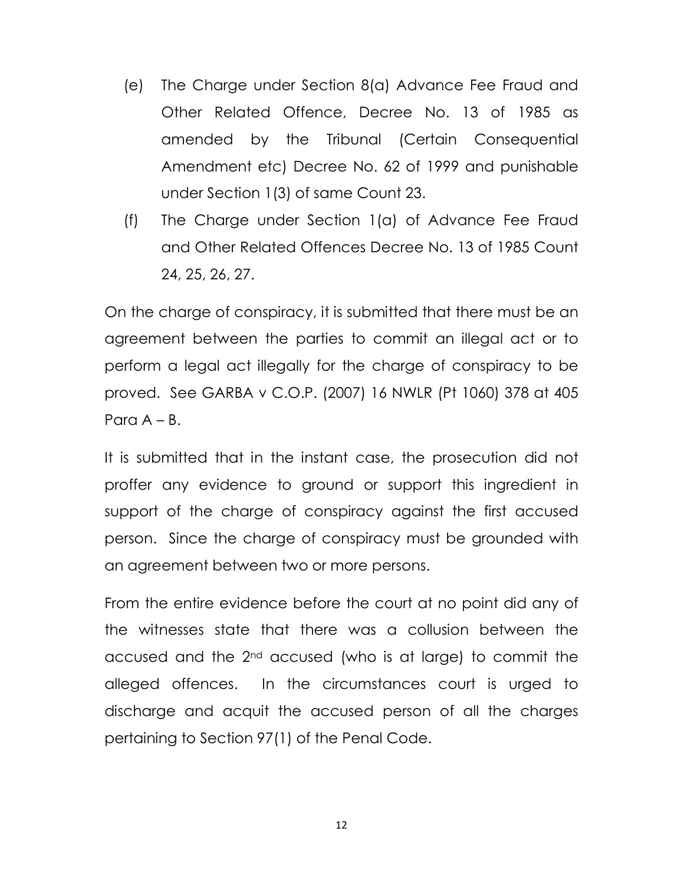(e) The Charge under Section 8(a) Advance Fee Fraud and Other Related Offence, Decree No. 13 of 1985 as amended by the Tribunal (Certain Consequential Amendment etc) Decree No. 62 of 1999 and punishable under Section 1(3) of same Count 23.

(f) The Charge under Section 1(a) of Advance Fee Fraud and Other Related Offences Decree No. 13 of 1985 Count 24, 25, 26, 27.

On the charge of conspiracy, it is submitted that there must be an agreement between the parties to commit an illegal act or to perform a legal act illegally for the charge of conspiracy to be proved. See GARBA v C.O.P. (2007) 16 NWLR (Pt 1060) 378 at 405 Para A – B.

It is submitted that in the instant case, the prosecution did not proffer any evidence to ground or support this ingredient in support of the charge of conspiracy against the first accused person. Since the charge of conspiracy must be grounded with an agreement between two or more persons.

From the entire evidence before the court at no point did any of the witnesses state that there was a collusion between the accused and the 2nd accused (who is at large) to commit the alleged offences. In the circumstances court is urged to discharge and acquit the accused person of all the charges pertaining to Section 97(1) of the Penal Code.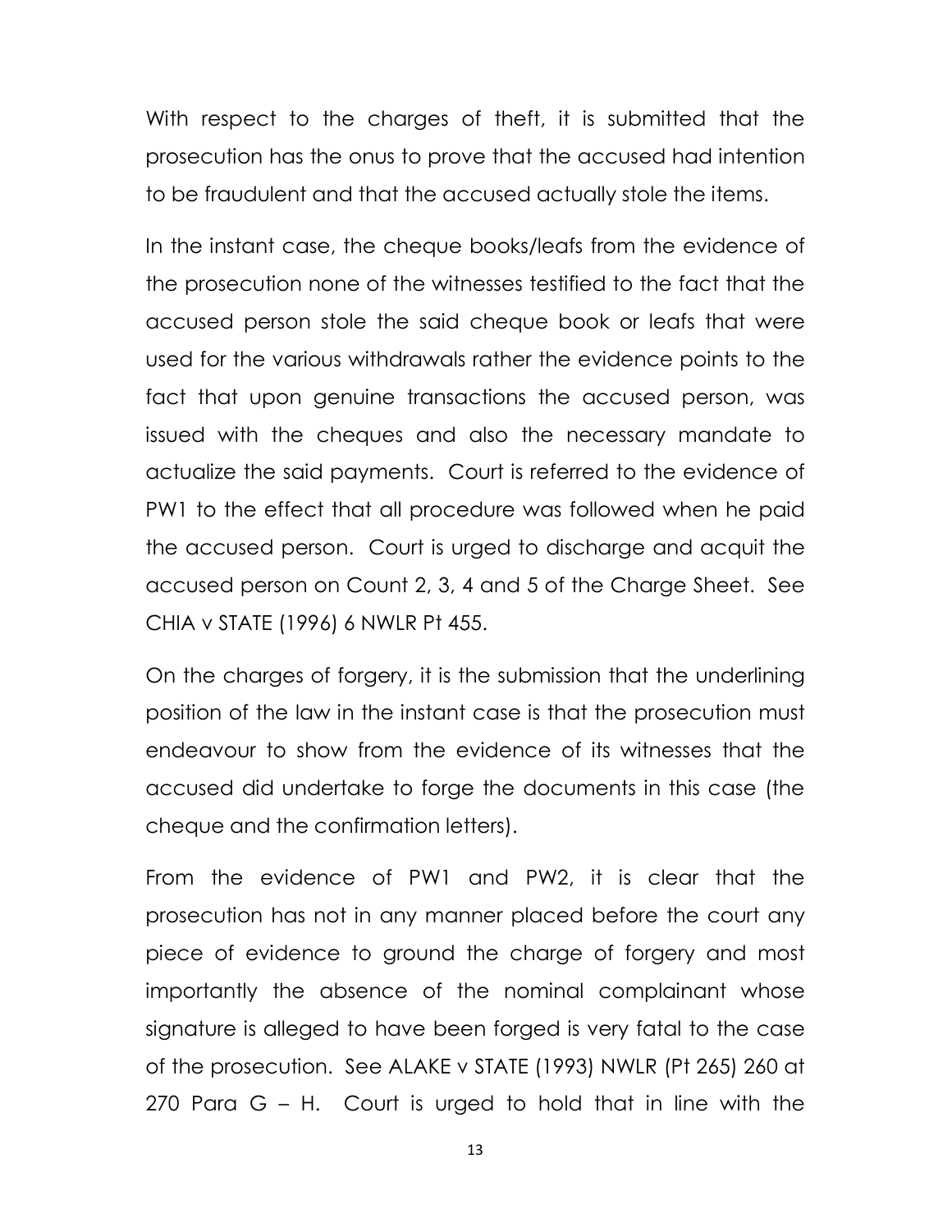With respect to the charges of theft, it is submitted that the prosecution has the onus to prove that the accused had intention to be fraudulent and that the accused actually stole the items.

In the instant case, the cheque books/leafs from the evidence of the prosecution none of the witnesses testified to the fact that the accused person stole the said cheque book or leafs that were used for the various withdrawals rather the evidence points to the fact that upon genuine transactions the accused person, was issued with the cheques and also the necessary mandate to actualize the said payments. Court is referred to the evidence of PW1 to the effect that all procedure was followed when he paid the accused person. Court is urged to discharge and acquit the accused person on Count 2, 3, 4 and 5 of the Charge Sheet. See CHIA v STATE (1996) 6 NWLR Pt 455.

On the charges of forgery, it is the submission that the underlining position of the law in the instant case is that the prosecution must endeavour to show from the evidence of its witnesses that the accused did undertake to forge the documents in this case (the cheque and the confirmation letters).

From the evidence of PW1 and PW2, it is clear that the prosecution has not in any manner placed before the court any piece of evidence to ground the charge of forgery and most importantly the absence of the nominal complainant whose signature is alleged to have been forged is very fatal to the case of the prosecution. See ALAKE v STATE (1993) NWLR (Pt 265) 260 at 270 Para G – H. Court is urged to hold that in line with the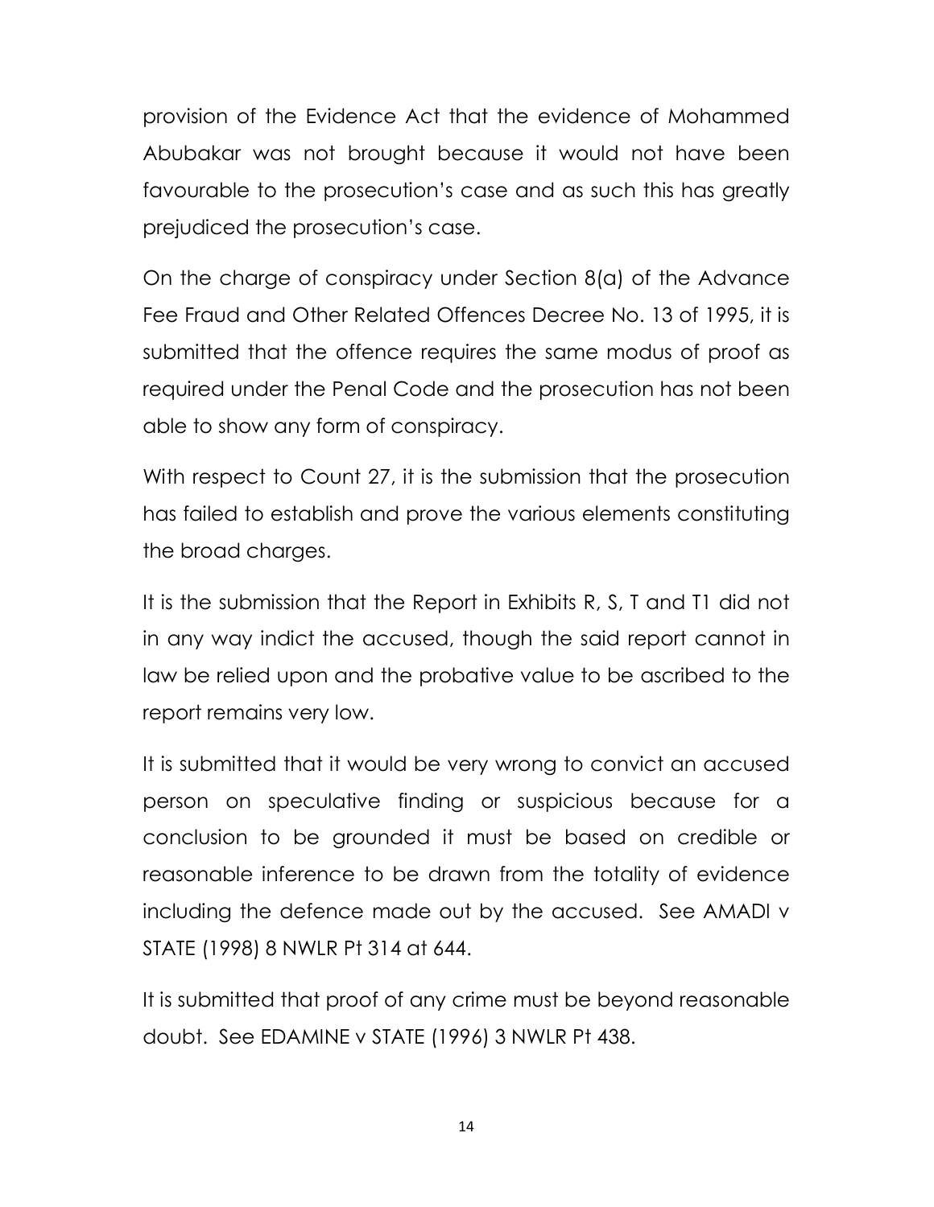provision of the Evidence Act that the evidence of Mohammed Abubakar was not brought because it would not have been favourable to the prosecution's case and as such this has greatly prejudiced the prosecution's case.

On the charge of conspiracy under Section 8(a) of the Advance Fee Fraud and Other Related Offences Decree No. 13 of 1995, it is submitted that the offence requires the same modus of proof as required under the Penal Code and the prosecution has not been able to show any form of conspiracy.

With respect to Count 27, it is the submission that the prosecution has failed to establish and prove the various elements constituting the broad charges.

It is the submission that the Report in Exhibits R, S, T and T1 did not in any way indict the accused, though the said report cannot in law be relied upon and the probative value to be ascribed to the report remains very low.

It is submitted that it would be very wrong to convict an accused person on speculative finding or suspicious because for a conclusion to be grounded it must be based on credible or reasonable inference to be drawn from the totality of evidence including the defence made out by the accused. See AMADI v STATE (1998) 8 NWLR Pt 314 at 644.

It is submitted that proof of any crime must be beyond reasonable doubt. See EDAMINE v STATE (1996) 3 NWLR Pt 438.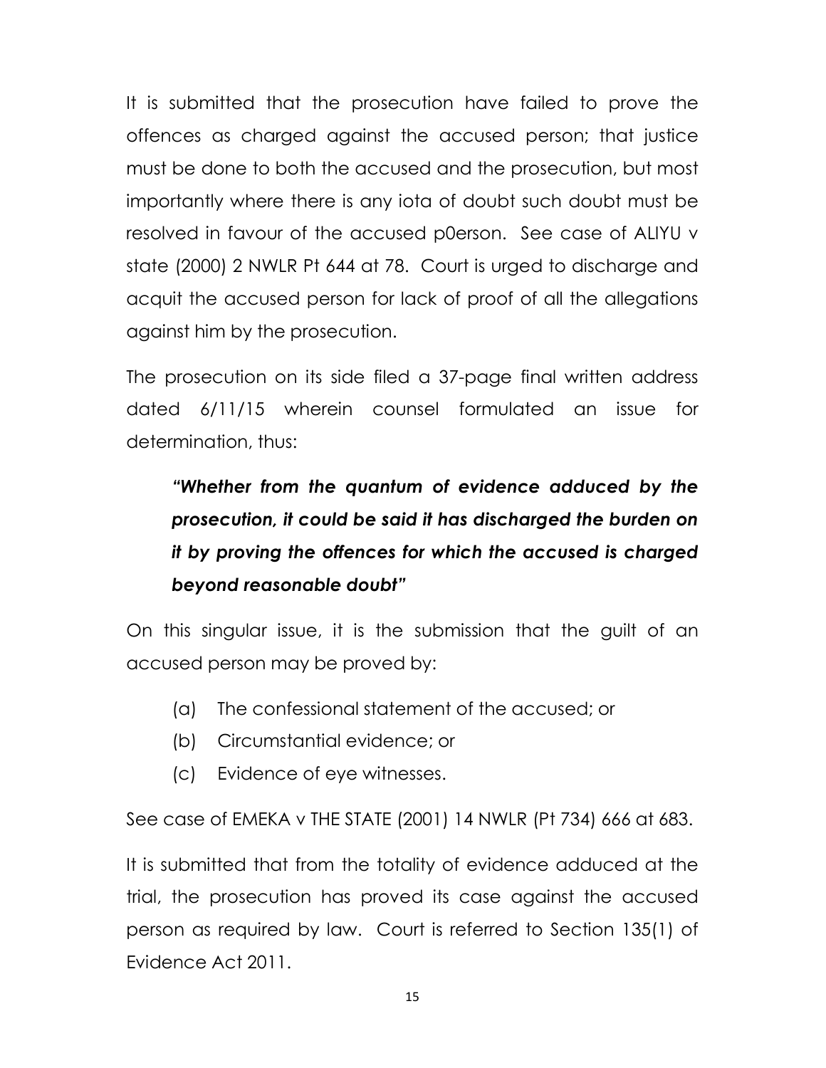It is submitted that the prosecution have failed to prove the offences as charged against the accused person; that justice must be done to both the accused and the prosecution, but most importantly where there is any iota of doubt such doubt must be resolved in favour of the accused p0erson. See case of ALIYU v state (2000) 2 NWLR Pt 644 at 78. Court is urged to discharge and acquit the accused person for lack of proof of all the allegations against him by the prosecution.

The prosecution on its side filed a 37-page final written address dated 6/11/15 wherein counsel formulated an issue for determination, thus:

> ***"Whether from the quantum of evidence adduced by the prosecution, it could be said it has discharged the burden on it by proving the offences for which the accused is charged beyond reasonable doubt"***

On this singular issue, it is the submission that the guilt of an accused person may be proved by:

(a) The confessional statement of the accused; or
(b) Circumstantial evidence; or
(c) Evidence of eye witnesses.

See case of EMEKA v THE STATE (2001) 14 NWLR (Pt 734) 666 at 683.

It is submitted that from the totality of evidence adduced at the trial, the prosecution has proved its case against the accused person as required by law. Court is referred to Section 135(1) of Evidence Act 2011.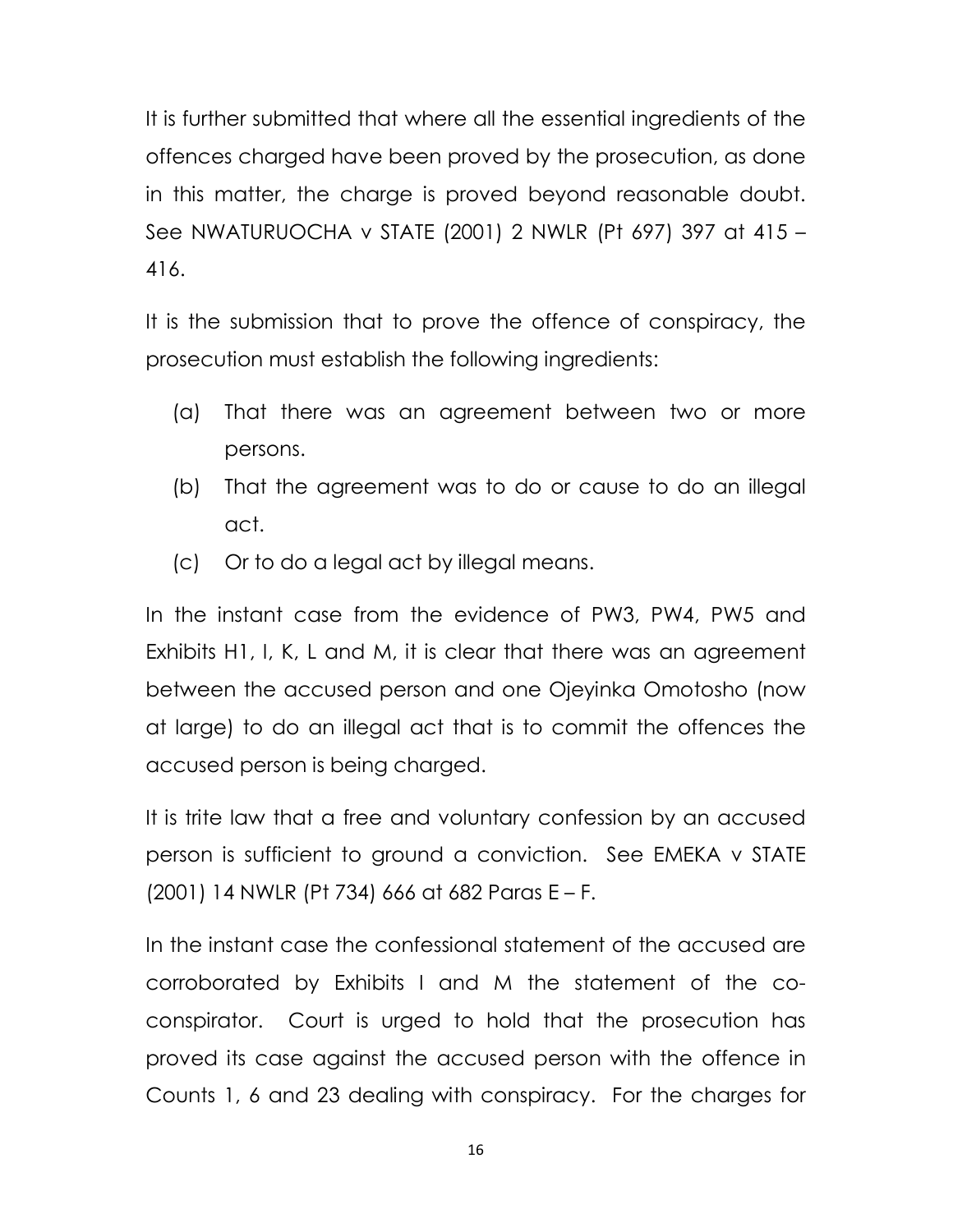It is further submitted that where all the essential ingredients of the offences charged have been proved by the prosecution, as done in this matter, the charge is proved beyond reasonable doubt. See NWATURUOCHA v STATE (2001) 2 NWLR (Pt 697) 397 at 415 – 416.

It is the submission that to prove the offence of conspiracy, the prosecution must establish the following ingredients:

(a) That there was an agreement between two or more persons.

(b) That the agreement was to do or cause to do an illegal act.

(c) Or to do a legal act by illegal means.

In the instant case from the evidence of PW3, PW4, PW5 and Exhibits H1, I, K, L and M, it is clear that there was an agreement between the accused person and one Ojeyinka Omotosho (now at large) to do an illegal act that is to commit the offences the accused person is being charged.

It is trite law that a free and voluntary confession by an accused person is sufficient to ground a conviction. See EMEKA v STATE (2001) 14 NWLR (Pt 734) 666 at 682 Paras E – F.

In the instant case the confessional statement of the accused are corroborated by Exhibits I and M the statement of the co-conspirator. Court is urged to hold that the prosecution has proved its case against the accused person with the offence in Counts 1, 6 and 23 dealing with conspiracy. For the charges for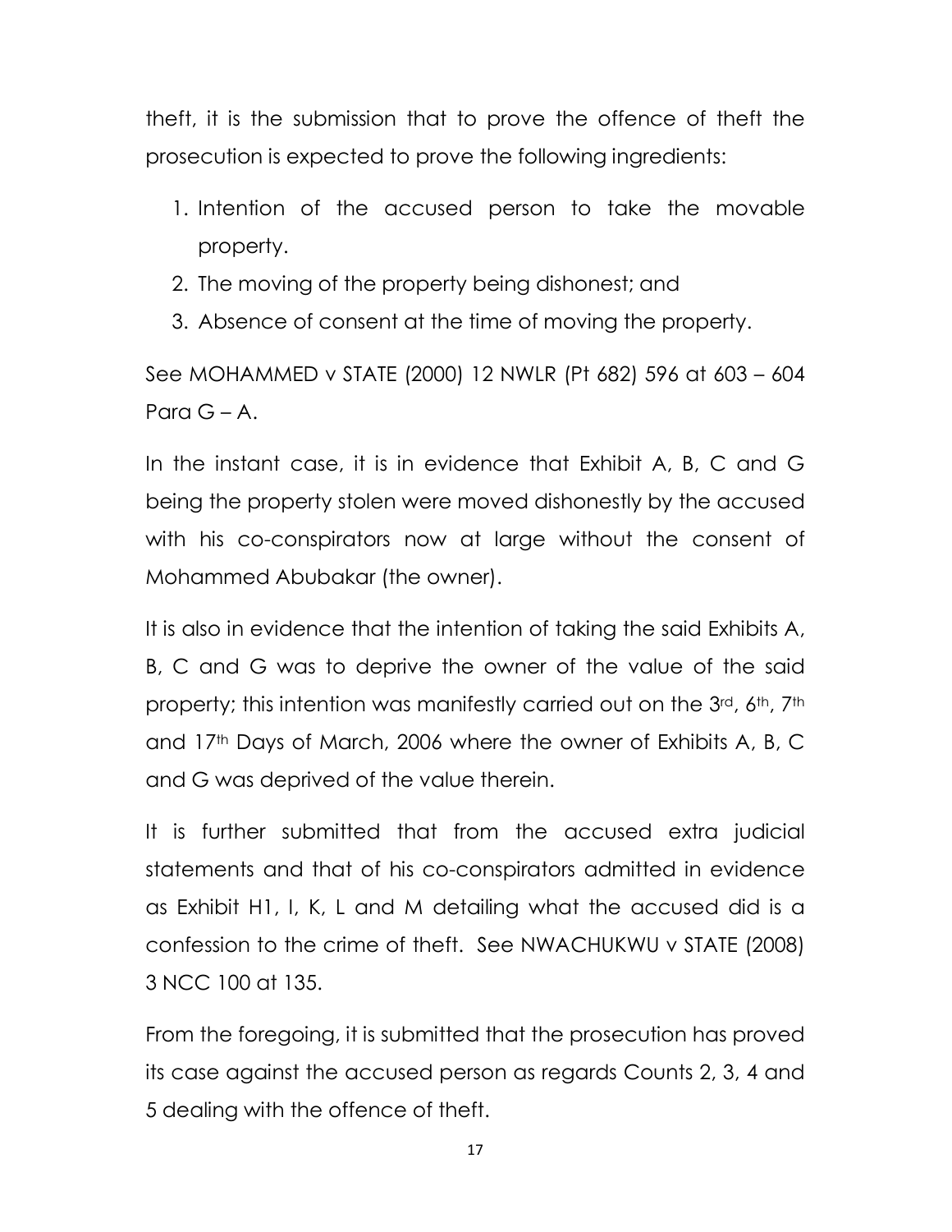theft, it is the submission that to prove the offence of theft the prosecution is expected to prove the following ingredients:

1. Intention of the accused person to take the movable property.
2. The moving of the property being dishonest; and
3. Absence of consent at the time of moving the property.

See MOHAMMED v STATE (2000) 12 NWLR (Pt 682) 596 at 603 – 604 Para G – A.

In the instant case, it is in evidence that Exhibit A, B, C and G being the property stolen were moved dishonestly by the accused with his co-conspirators now at large without the consent of Mohammed Abubakar (the owner).

It is also in evidence that the intention of taking the said Exhibits A, B, C and G was to deprive the owner of the value of the said property; this intention was manifestly carried out on the 3rd, 6th, 7th and 17th Days of March, 2006 where the owner of Exhibits A, B, C and G was deprived of the value therein.

It is further submitted that from the accused extra judicial statements and that of his co-conspirators admitted in evidence as Exhibit H1, I, K, L and M detailing what the accused did is a confession to the crime of theft. See NWACHUKWU v STATE (2008) 3 NCC 100 at 135.

From the foregoing, it is submitted that the prosecution has proved its case against the accused person as regards Counts 2, 3, 4 and 5 dealing with the offence of theft.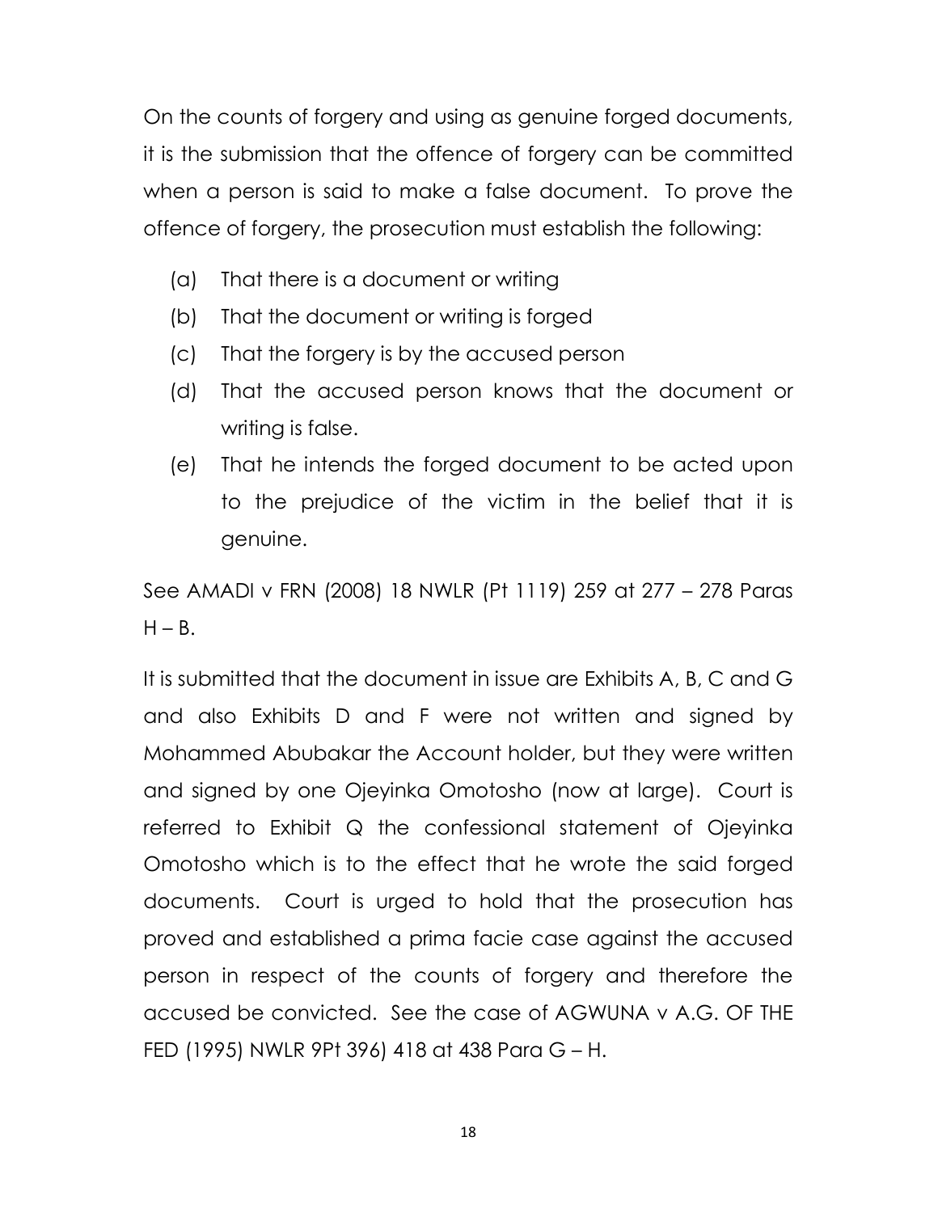On the counts of forgery and using as genuine forged documents, it is the submission that the offence of forgery can be committed when a person is said to make a false document. To prove the offence of forgery, the prosecution must establish the following:

(a) That there is a document or writing

(b) That the document or writing is forged

(c) That the forgery is by the accused person

(d) That the accused person knows that the document or writing is false.

(e) That he intends the forged document to be acted upon to the prejudice of the victim in the belief that it is genuine.

See AMADI v FRN (2008) 18 NWLR (Pt 1119) 259 at 277 – 278 Paras H – B.

It is submitted that the document in issue are Exhibits A, B, C and G and also Exhibits D and F were not written and signed by Mohammed Abubakar the Account holder, but they were written and signed by one Ojeyinka Omotosho (now at large). Court is referred to Exhibit Q the confessional statement of Ojeyinka Omotosho which is to the effect that he wrote the said forged documents. Court is urged to hold that the prosecution has proved and established a prima facie case against the accused person in respect of the counts of forgery and therefore the accused be convicted. See the case of AGWUNA v A.G. OF THE FED (1995) NWLR 9Pt 396) 418 at 438 Para G – H.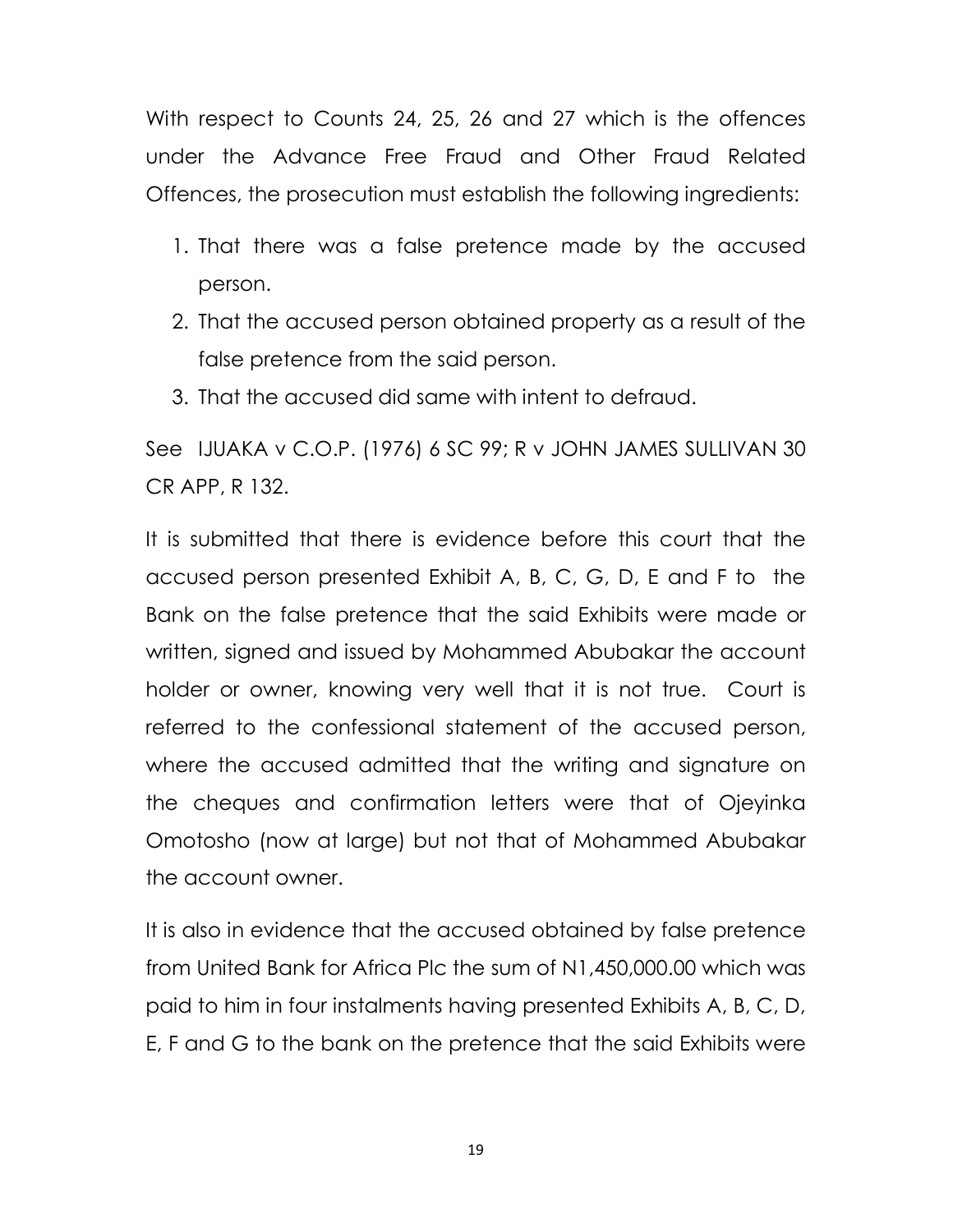With respect to Counts 24, 25, 26 and 27 which is the offences under the Advance Free Fraud and Other Fraud Related Offences, the prosecution must establish the following ingredients:

1. That there was a false pretence made by the accused person.
2. That the accused person obtained property as a result of the false pretence from the said person.
3. That the accused did same with intent to defraud.

See IJUAKA v C.O.P. (1976) 6 SC 99; R v JOHN JAMES SULLIVAN 30 CR APP, R 132.

It is submitted that there is evidence before this court that the accused person presented Exhibit A, B, C, G, D, E and F to the Bank on the false pretence that the said Exhibits were made or written, signed and issued by Mohammed Abubakar the account holder or owner, knowing very well that it is not true. Court is referred to the confessional statement of the accused person, where the accused admitted that the writing and signature on the cheques and confirmation letters were that of Ojeyinka Omotosho (now at large) but not that of Mohammed Abubakar the account owner.

It is also in evidence that the accused obtained by false pretence from United Bank for Africa Plc the sum of N1,450,000.00 which was paid to him in four instalments having presented Exhibits A, B, C, D, E, F and G to the bank on the pretence that the said Exhibits were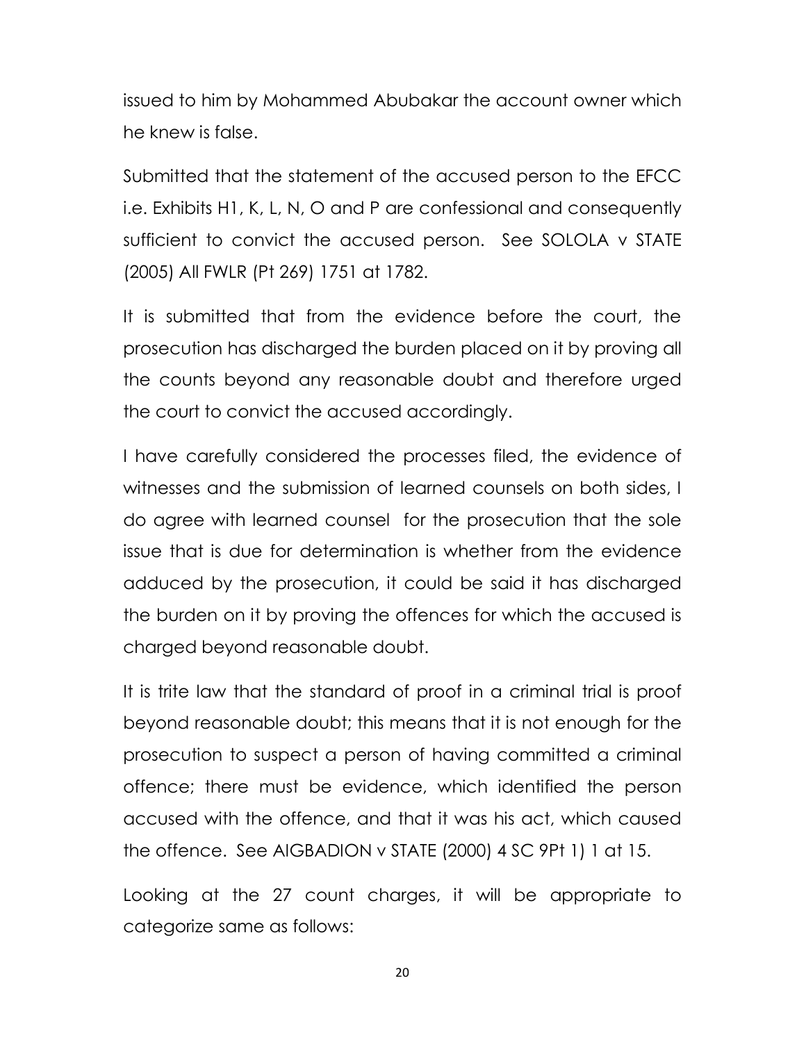issued to him by Mohammed Abubakar the account owner which he knew is false.

Submitted that the statement of the accused person to the EFCC i.e. Exhibits H1, K, L, N, O and P are confessional and consequently sufficient to convict the accused person. See SOLOLA v STATE (2005) All FWLR (Pt 269) 1751 at 1782.

It is submitted that from the evidence before the court, the prosecution has discharged the burden placed on it by proving all the counts beyond any reasonable doubt and therefore urged the court to convict the accused accordingly.

I have carefully considered the processes filed, the evidence of witnesses and the submission of learned counsels on both sides, I do agree with learned counsel for the prosecution that the sole issue that is due for determination is whether from the evidence adduced by the prosecution, it could be said it has discharged the burden on it by proving the offences for which the accused is charged beyond reasonable doubt.

It is trite law that the standard of proof in a criminal trial is proof beyond reasonable doubt; this means that it is not enough for the prosecution to suspect a person of having committed a criminal offence; there must be evidence, which identified the person accused with the offence, and that it was his act, which caused the offence. See AIGBADION v STATE (2000) 4 SC 9Pt 1) 1 at 15.

Looking at the 27 count charges, it will be appropriate to categorize same as follows: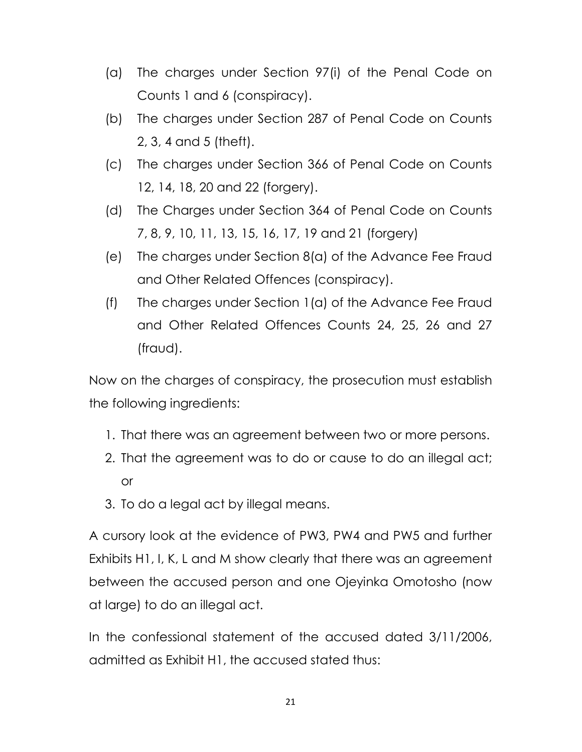(a) The charges under Section 97(i) of the Penal Code on Counts 1 and 6 (conspiracy).

(b) The charges under Section 287 of Penal Code on Counts 2, 3, 4 and 5 (theft).

(c) The charges under Section 366 of Penal Code on Counts 12, 14, 18, 20 and 22 (forgery).

(d) The Charges under Section 364 of Penal Code on Counts 7, 8, 9, 10, 11, 13, 15, 16, 17, 19 and 21 (forgery)

(e) The charges under Section 8(a) of the Advance Fee Fraud and Other Related Offences (conspiracy).

(f) The charges under Section 1(a) of the Advance Fee Fraud and Other Related Offences Counts 24, 25, 26 and 27 (fraud).

Now on the charges of conspiracy, the prosecution must establish the following ingredients:

1. That there was an agreement between two or more persons.
2. That the agreement was to do or cause to do an illegal act; or
3. To do a legal act by illegal means.

A cursory look at the evidence of PW3, PW4 and PW5 and further Exhibits H1, I, K, L and M show clearly that there was an agreement between the accused person and one Ojeyinka Omotosho (now at large) to do an illegal act.

In the confessional statement of the accused dated 3/11/2006, admitted as Exhibit H1, the accused stated thus: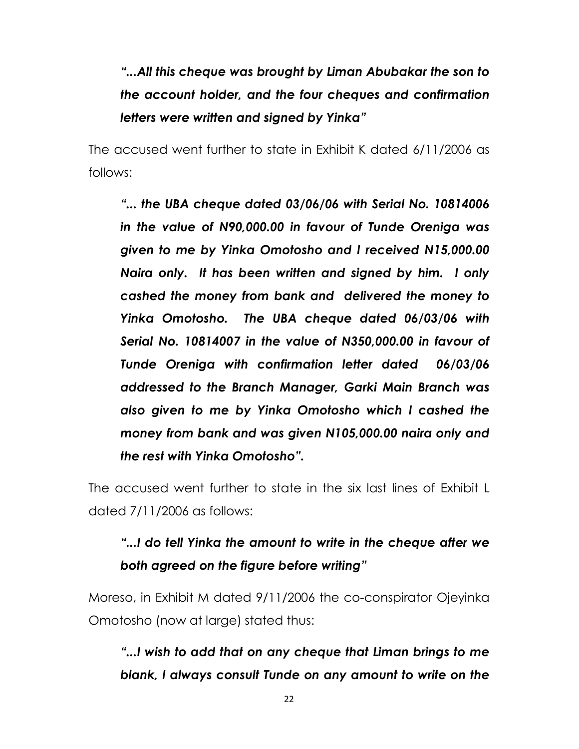***"...All this cheque was brought by Liman Abubakar the son to the account holder, and the four cheques and confirmation letters were written and signed by Yinka"***

The accused went further to state in Exhibit K dated 6/11/2006 as follows:

***"... the UBA cheque dated 03/06/06 with Serial No. 10814006 in the value of N90,000.00 in favour of Tunde Oreniga was given to me by Yinka Omotosho and I received N15,000.00 Naira only. It has been written and signed by him. I only cashed the money from bank and delivered the money to Yinka Omotosho. The UBA cheque dated 06/03/06 with Serial No. 10814007 in the value of N350,000.00 in favour of Tunde Oreniga with confirmation letter dated 06/03/06 addressed to the Branch Manager, Garki Main Branch was also given to me by Yinka Omotosho which I cashed the money from bank and was given N105,000.00 naira only and the rest with Yinka Omotosho".***

The accused went further to state in the six last lines of Exhibit L dated 7/11/2006 as follows:

***"...I do tell Yinka the amount to write in the cheque after we both agreed on the figure before writing"***

Moreso, in Exhibit M dated 9/11/2006 the co-conspirator Ojeyinka Omotosho (now at large) stated thus:

***"...I wish to add that on any cheque that Liman brings to me blank, I always consult Tunde on any amount to write on the***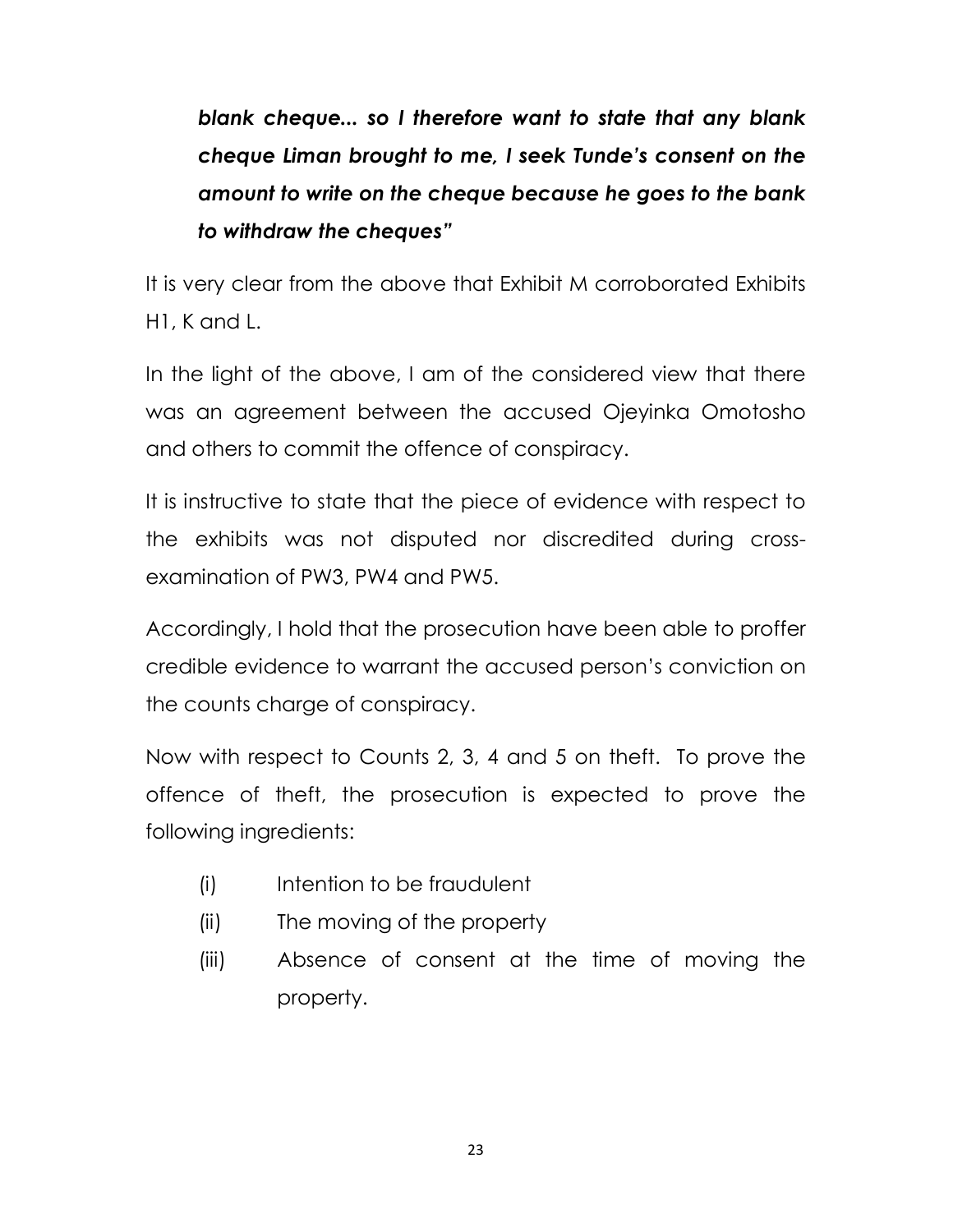*blank cheque... so I therefore want to state that any blank cheque Liman brought to me, I seek Tunde's consent on the amount to write on the cheque because he goes to the bank to withdraw the cheques"*

It is very clear from the above that Exhibit M corroborated Exhibits H1, K and L.

In the light of the above, I am of the considered view that there was an agreement between the accused Ojeyinka Omotosho and others to commit the offence of conspiracy.

It is instructive to state that the piece of evidence with respect to the exhibits was not disputed nor discredited during cross-examination of PW3, PW4 and PW5.

Accordingly, I hold that the prosecution have been able to proffer credible evidence to warrant the accused person's conviction on the counts charge of conspiracy.

Now with respect to Counts 2, 3, 4 and 5 on theft. To prove the offence of theft, the prosecution is expected to prove the following ingredients:

- (i) Intention to be fraudulent
- (ii) The moving of the property
- (iii) Absence of consent at the time of moving the property.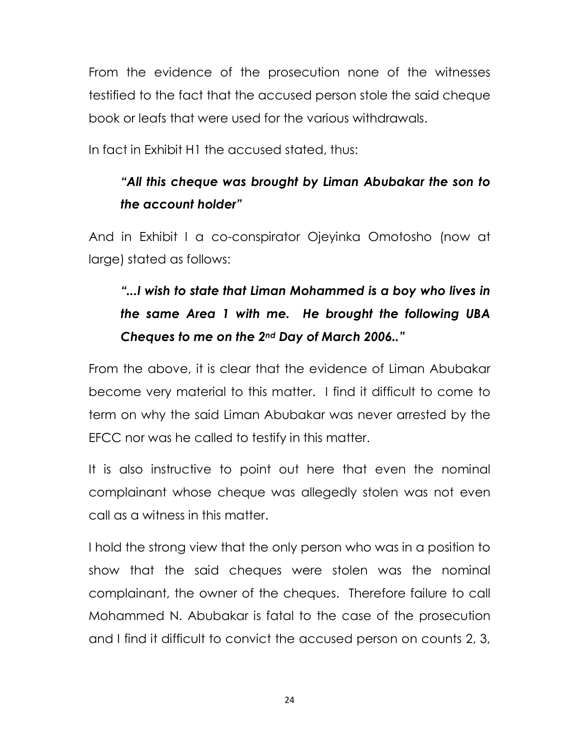From the evidence of the prosecution none of the witnesses testified to the fact that the accused person stole the said cheque book or leafs that were used for the various withdrawals.

In fact in Exhibit H1 the accused stated, thus:

> ***"All this cheque was brought by Liman Abubakar the son to the account holder"***

And in Exhibit I a co-conspirator Ojeyinka Omotosho (now at large) stated as follows:

> ***"...I wish to state that Liman Mohammed is a boy who lives in the same Area 1 with me. He brought the following UBA Cheques to me on the 2nd Day of March 2006.."***

From the above, it is clear that the evidence of Liman Abubakar become very material to this matter. I find it difficult to come to term on why the said Liman Abubakar was never arrested by the EFCC nor was he called to testify in this matter.

It is also instructive to point out here that even the nominal complainant whose cheque was allegedly stolen was not even call as a witness in this matter.

I hold the strong view that the only person who was in a position to show that the said cheques were stolen was the nominal complainant, the owner of the cheques. Therefore failure to call Mohammed N. Abubakar is fatal to the case of the prosecution and I find it difficult to convict the accused person on counts 2, 3,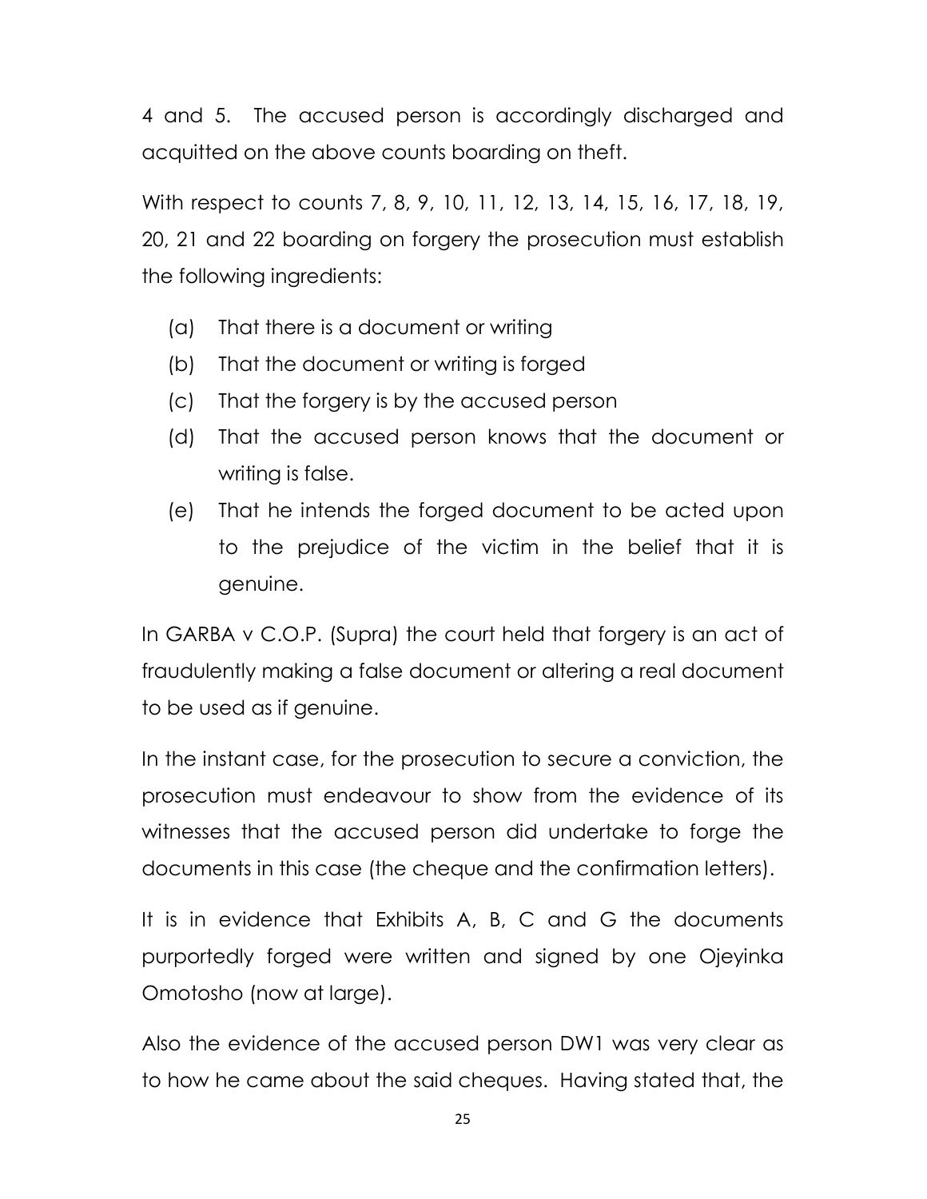4 and 5. The accused person is accordingly discharged and acquitted on the above counts boarding on theft.

With respect to counts 7, 8, 9, 10, 11, 12, 13, 14, 15, 16, 17, 18, 19, 20, 21 and 22 boarding on forgery the prosecution must establish the following ingredients:

(a) That there is a document or writing

(b) That the document or writing is forged

(c) That the forgery is by the accused person

(d) That the accused person knows that the document or writing is false.

(e) That he intends the forged document to be acted upon to the prejudice of the victim in the belief that it is genuine.

In GARBA v C.O.P. (Supra) the court held that forgery is an act of fraudulently making a false document or altering a real document to be used as if genuine.

In the instant case, for the prosecution to secure a conviction, the prosecution must endeavour to show from the evidence of its witnesses that the accused person did undertake to forge the documents in this case (the cheque and the confirmation letters).

It is in evidence that Exhibits A, B, C and G the documents purportedly forged were written and signed by one Ojeyinka Omotosho (now at large).

Also the evidence of the accused person DW1 was very clear as to how he came about the said cheques. Having stated that, the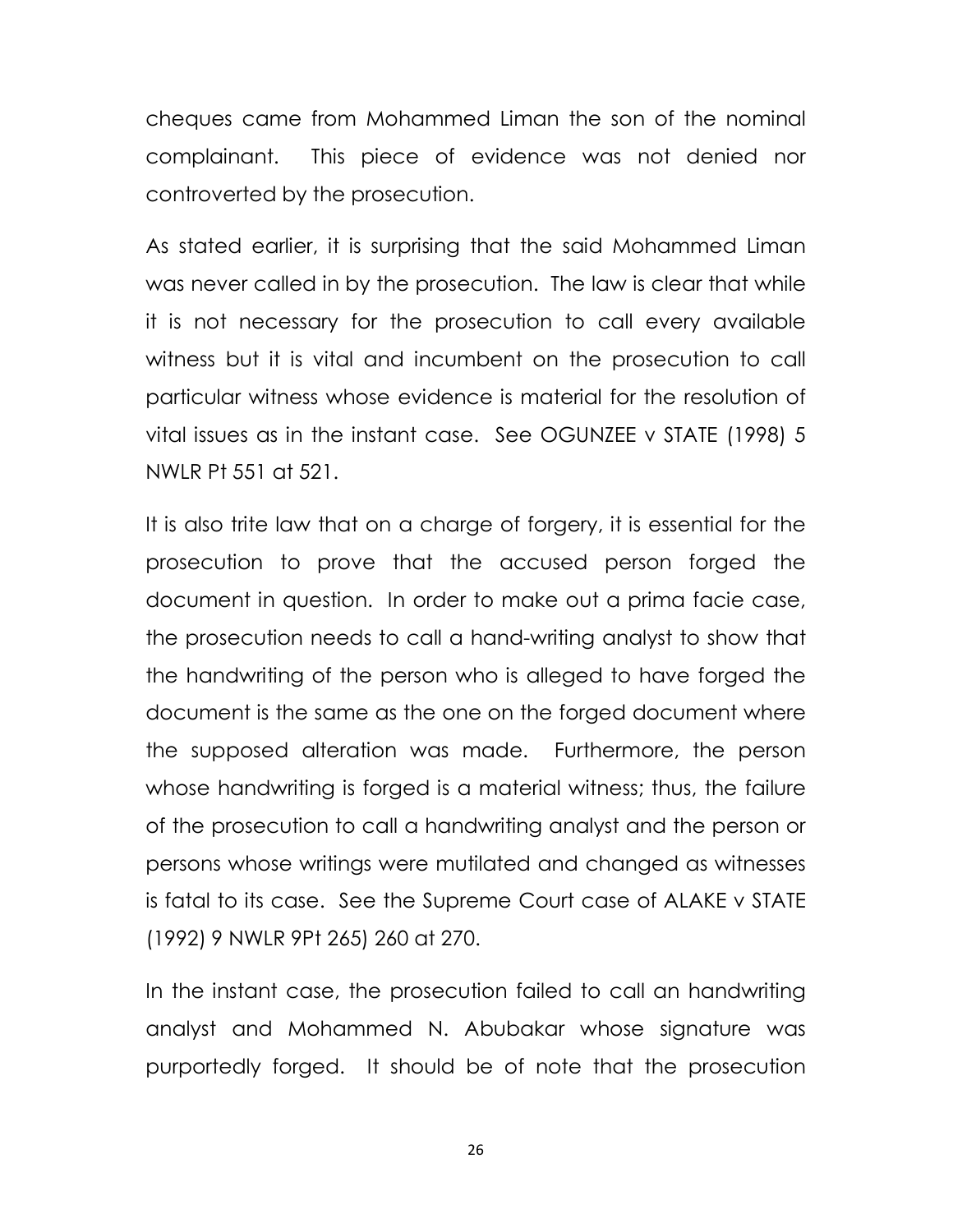cheques came from Mohammed Liman the son of the nominal complainant. This piece of evidence was not denied nor controverted by the prosecution.

As stated earlier, it is surprising that the said Mohammed Liman was never called in by the prosecution. The law is clear that while it is not necessary for the prosecution to call every available witness but it is vital and incumbent on the prosecution to call particular witness whose evidence is material for the resolution of vital issues as in the instant case. See OGUNZEE v STATE (1998) 5 NWLR Pt 551 at 521.

It is also trite law that on a charge of forgery, it is essential for the prosecution to prove that the accused person forged the document in question. In order to make out a prima facie case, the prosecution needs to call a hand-writing analyst to show that the handwriting of the person who is alleged to have forged the document is the same as the one on the forged document where the supposed alteration was made. Furthermore, the person whose handwriting is forged is a material witness; thus, the failure of the prosecution to call a handwriting analyst and the person or persons whose writings were mutilated and changed as witnesses is fatal to its case. See the Supreme Court case of ALAKE v STATE (1992) 9 NWLR 9Pt 265) 260 at 270.

In the instant case, the prosecution failed to call an handwriting analyst and Mohammed N. Abubakar whose signature was purportedly forged. It should be of note that the prosecution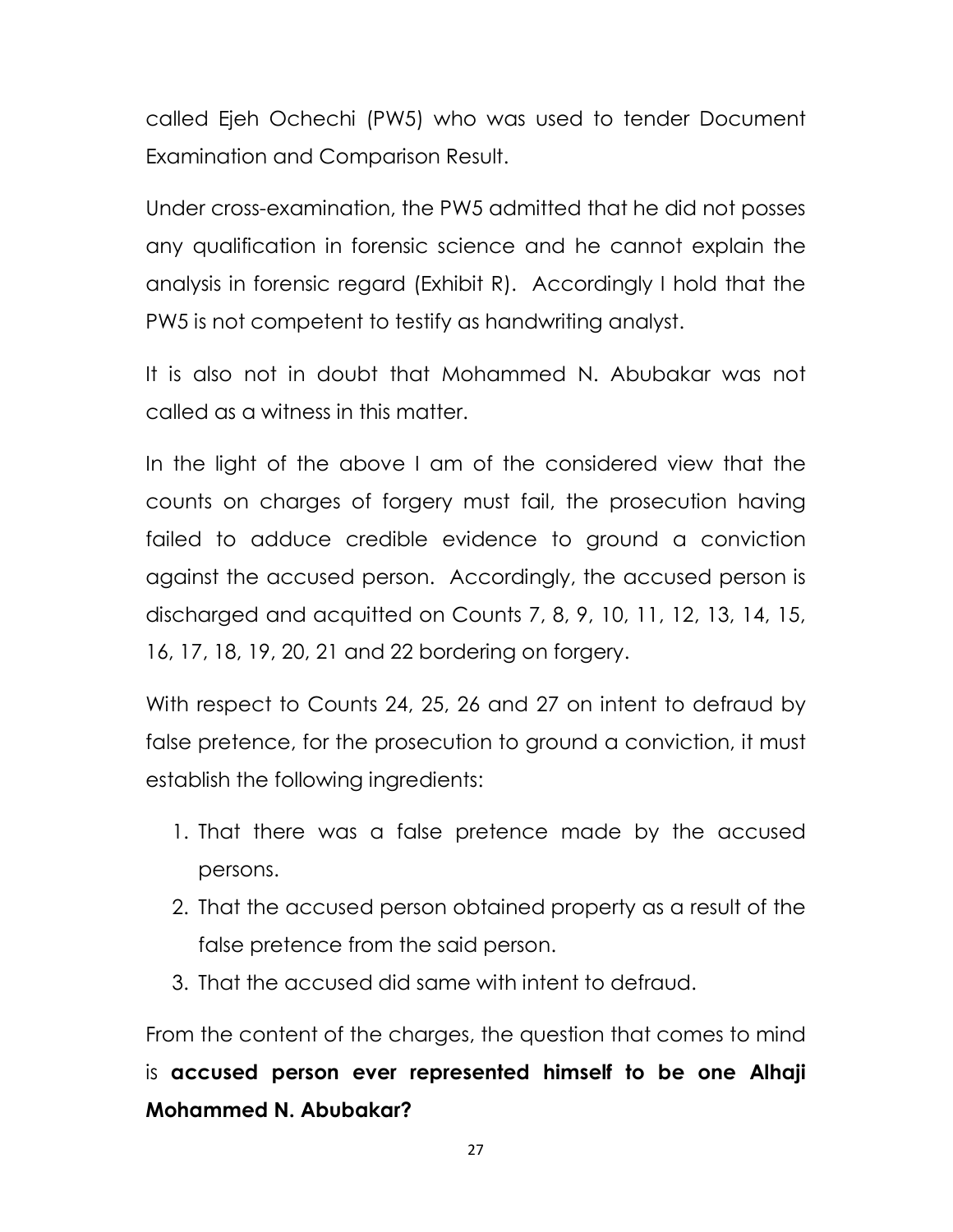called Ejeh Ochechi (PW5) who was used to tender Document Examination and Comparison Result.

Under cross-examination, the PW5 admitted that he did not posses any qualification in forensic science and he cannot explain the analysis in forensic regard (Exhibit R). Accordingly I hold that the PW5 is not competent to testify as handwriting analyst.

It is also not in doubt that Mohammed N. Abubakar was not called as a witness in this matter.

In the light of the above I am of the considered view that the counts on charges of forgery must fail, the prosecution having failed to adduce credible evidence to ground a conviction against the accused person. Accordingly, the accused person is discharged and acquitted on Counts 7, 8, 9, 10, 11, 12, 13, 14, 15, 16, 17, 18, 19, 20, 21 and 22 bordering on forgery.

With respect to Counts 24, 25, 26 and 27 on intent to defraud by false pretence, for the prosecution to ground a conviction, it must establish the following ingredients:

1. That there was a false pretence made by the accused persons.
2. That the accused person obtained property as a result of the false pretence from the said person.
3. That the accused did same with intent to defraud.

From the content of the charges, the question that comes to mind is **accused person ever represented himself to be one Alhaji Mohammed N. Abubakar?**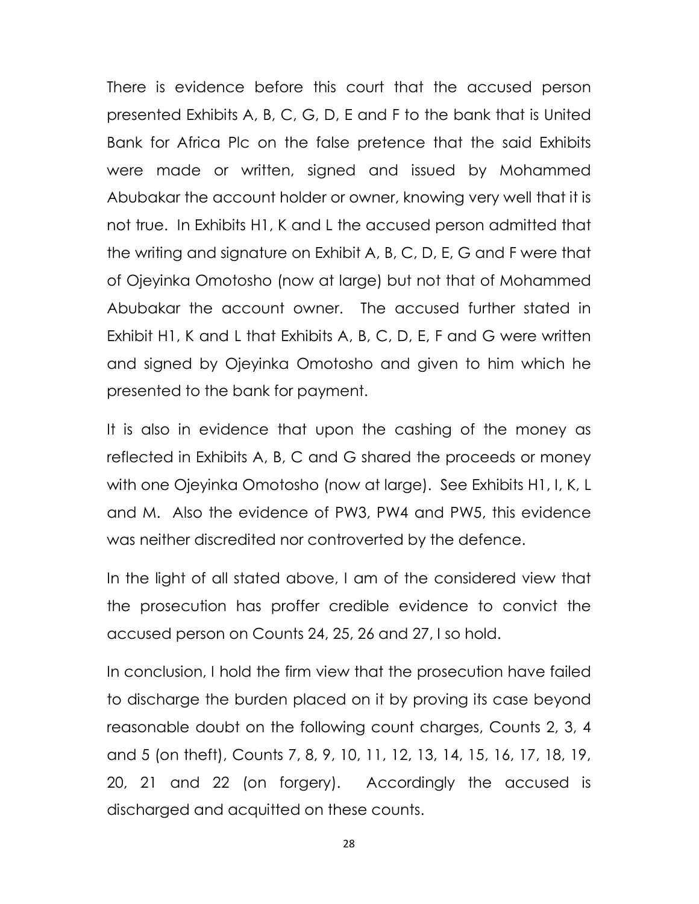There is evidence before this court that the accused person presented Exhibits A, B, C, G, D, E and F to the bank that is United Bank for Africa Plc on the false pretence that the said Exhibits were made or written, signed and issued by Mohammed Abubakar the account holder or owner, knowing very well that it is not true. In Exhibits H1, K and L the accused person admitted that the writing and signature on Exhibit A, B, C, D, E, G and F were that of Ojeyinka Omotosho (now at large) but not that of Mohammed Abubakar the account owner. The accused further stated in Exhibit H1, K and L that Exhibits A, B, C, D, E, F and G were written and signed by Ojeyinka Omotosho and given to him which he presented to the bank for payment.

It is also in evidence that upon the cashing of the money as reflected in Exhibits A, B, C and G shared the proceeds or money with one Ojeyinka Omotosho (now at large). See Exhibits H1, I, K, L and M. Also the evidence of PW3, PW4 and PW5, this evidence was neither discredited nor controverted by the defence.

In the light of all stated above, I am of the considered view that the prosecution has proffer credible evidence to convict the accused person on Counts 24, 25, 26 and 27, I so hold.

In conclusion, I hold the firm view that the prosecution have failed to discharge the burden placed on it by proving its case beyond reasonable doubt on the following count charges, Counts 2, 3, 4 and 5 (on theft), Counts 7, 8, 9, 10, 11, 12, 13, 14, 15, 16, 17, 18, 19, 20, 21 and 22 (on forgery). Accordingly the accused is discharged and acquitted on these counts.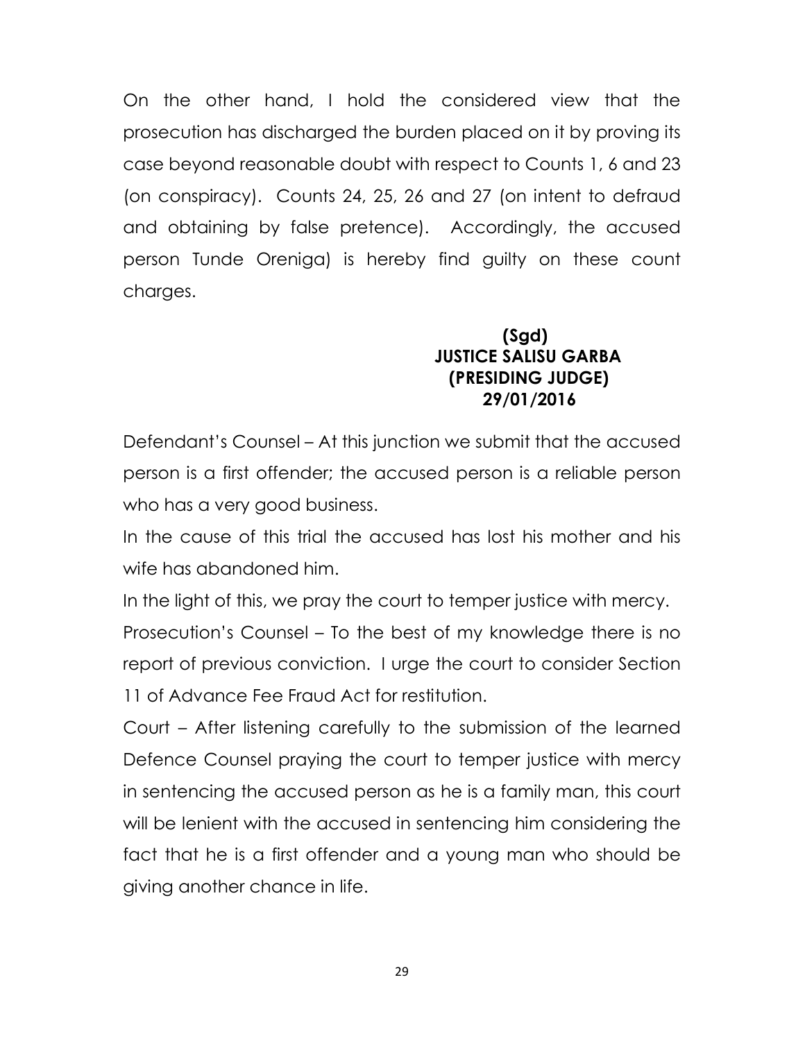On the other hand, I hold the considered view that the prosecution has discharged the burden placed on it by proving its case beyond reasonable doubt with respect to Counts 1, 6 and 23 (on conspiracy). Counts 24, 25, 26 and 27 (on intent to defraud and obtaining by false pretence). Accordingly, the accused person Tunde Oreniga) is hereby find guilty on these count charges.

**(Sgd)**
**JUSTICE SALISU GARBA**
**(PRESIDING JUDGE)**
**29/01/2016**

Defendant's Counsel – At this junction we submit that the accused person is a first offender; the accused person is a reliable person who has a very good business.

In the cause of this trial the accused has lost his mother and his wife has abandoned him.

In the light of this, we pray the court to temper justice with mercy.

Prosecution's Counsel – To the best of my knowledge there is no report of previous conviction. I urge the court to consider Section 11 of Advance Fee Fraud Act for restitution.

Court – After listening carefully to the submission of the learned Defence Counsel praying the court to temper justice with mercy in sentencing the accused person as he is a family man, this court will be lenient with the accused in sentencing him considering the fact that he is a first offender and a young man who should be giving another chance in life.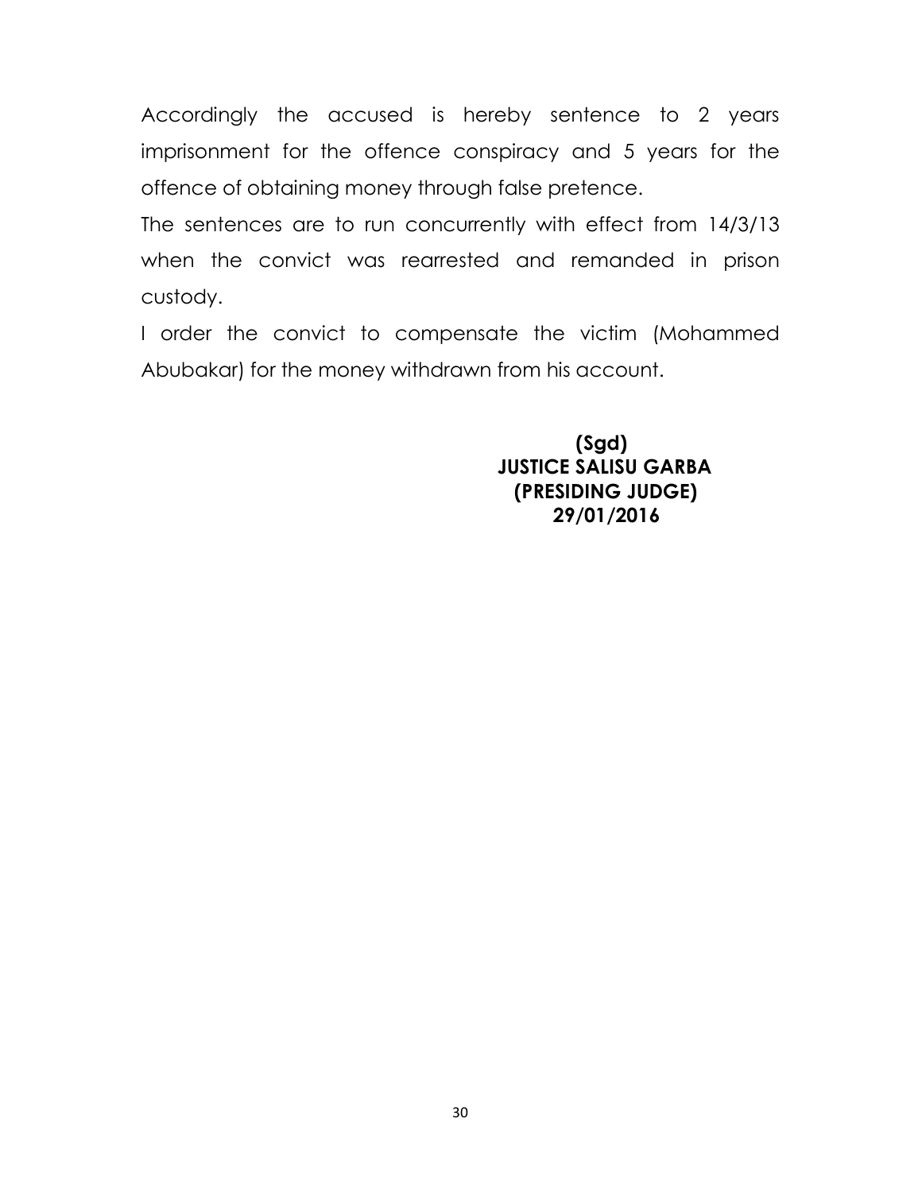Accordingly the accused is hereby sentence to 2 years imprisonment for the offence conspiracy and 5 years for the offence of obtaining money through false pretence.

The sentences are to run concurrently with effect from 14/3/13 when the convict was rearrested and remanded in prison custody.

I order the convict to compensate the victim (Mohammed Abubakar) for the money withdrawn from his account.

**(Sgd)**
**JUSTICE SALISU GARBA**
**(PRESIDING JUDGE)**
**29/01/2016**